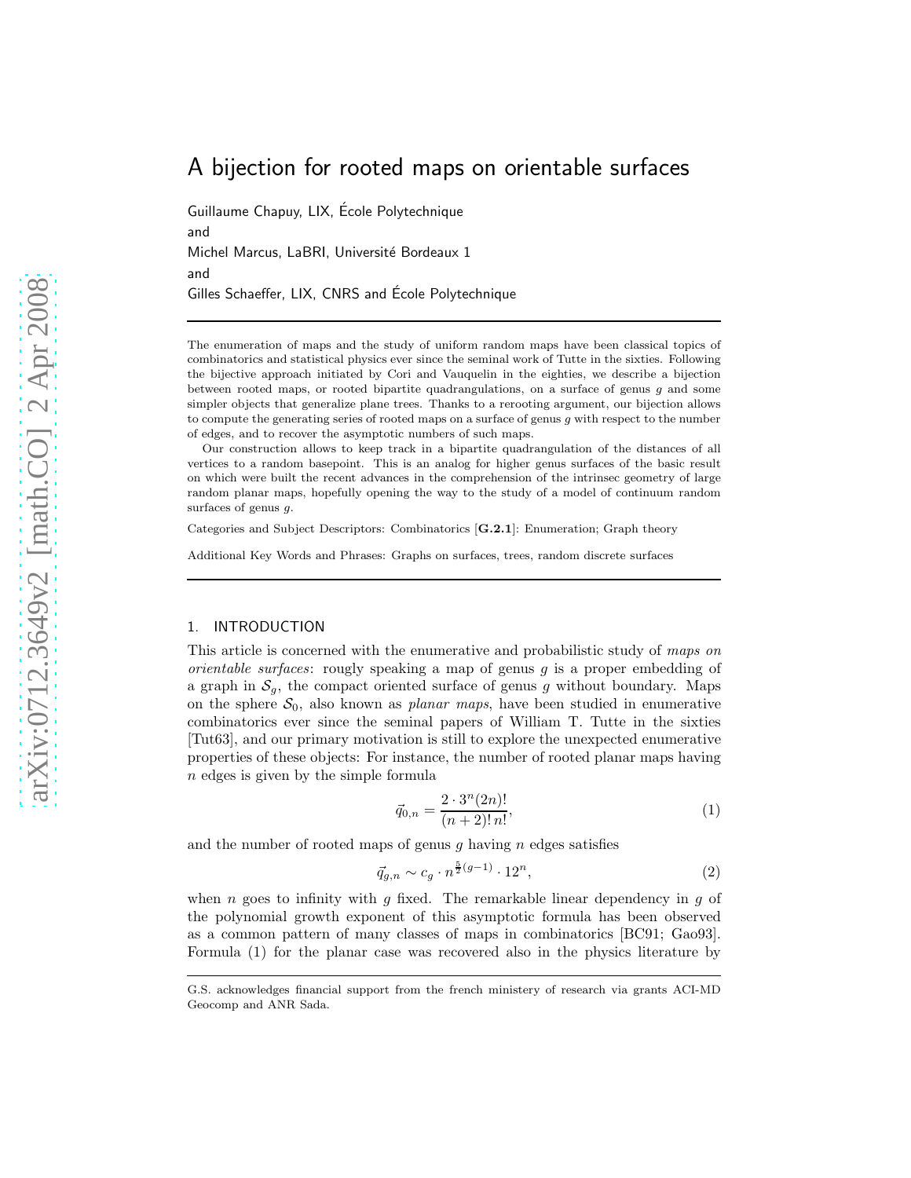# A bijection for rooted maps on orientable surfaces

Guillaume Chapuy, LIX, École Polytechnique

and

Michel Marcus, LaBRI, Université Bordeaux 1

and

Gilles Schaeffer, LIX, CNRS and École Polytechnique

The enumeration of maps and the study of uniform random maps have been classical topics of combinatorics and statistical physics ever since the seminal work of Tutte in the sixties. Following the bijective approach initiated by Cori and Vauquelin in the eighties, we describe a bijection between rooted maps, or rooted bipartite quadrangulations, on a surface of genus $g$ and some simpler objects that generalize plane trees. Thanks to a rerooting argument, our bijection allows to compute the generating series of rooted maps on a surface of genus $g$ with respect to the number of edges, and to recover the asymptotic numbers of such maps.

Our construction allows to keep track in a bipartite quadrangulation of the distances of all vertices to a random basepoint. This is an analog for higher genus surfaces of the basic result on which were built the recent advances in the comprehension of the intrinsec geometry of large random planar maps, hopefully opening the way to the study of a model of continuum random surfaces of genus $g$.

Categories and Subject Descriptors: Combinatorics [**G.2.1**]: Enumeration; Graph theory

Additional Key Words and Phrases: Graphs on surfaces, trees, random discrete surfaces

## 1. INTRODUCTION

This article is concerned with the enumerative and probabilistic study of *maps on orientable surfaces*: roughly speaking a map of genus $g$ is a proper embedding of a graph in $\mathcal{S}_g$, the compact oriented surface of genus $g$ without boundary. Maps on the sphere $\mathcal{S}_0$, also known as *planar maps*, have been studied in enumerative combinatorics ever since the seminal papers of William T. Tutte in the sixties [Tut63], and our primary motivation is still to explore the unexpected enumerative properties of these objects: For instance, the number of rooted planar maps having $n$ edges is given by the simple formula

$$\vec{q}_{0,n} = \frac{2 \cdot 3^n (2n)!}{(n+2)!\, n!}, \tag{1}$$

and the number of rooted maps of genus $g$ having $n$ edges satisfies

$$\vec{q}_{g,n} \sim c_g \cdot n^{\frac{5}{2}(g-1)} \cdot 12^n, \tag{2}$$

when $n$ goes to infinity with $g$ fixed. The remarkable linear dependency in $g$ of the polynomial growth exponent of this asymptotic formula has been observed as a common pattern of many classes of maps in combinatorics [BC91; Gao93]. Formula (1) for the planar case was recovered also in the physics literature by

G.S. acknowledges financial support from the french ministery of research via grants ACI-MD Geocomp and ANR Sada.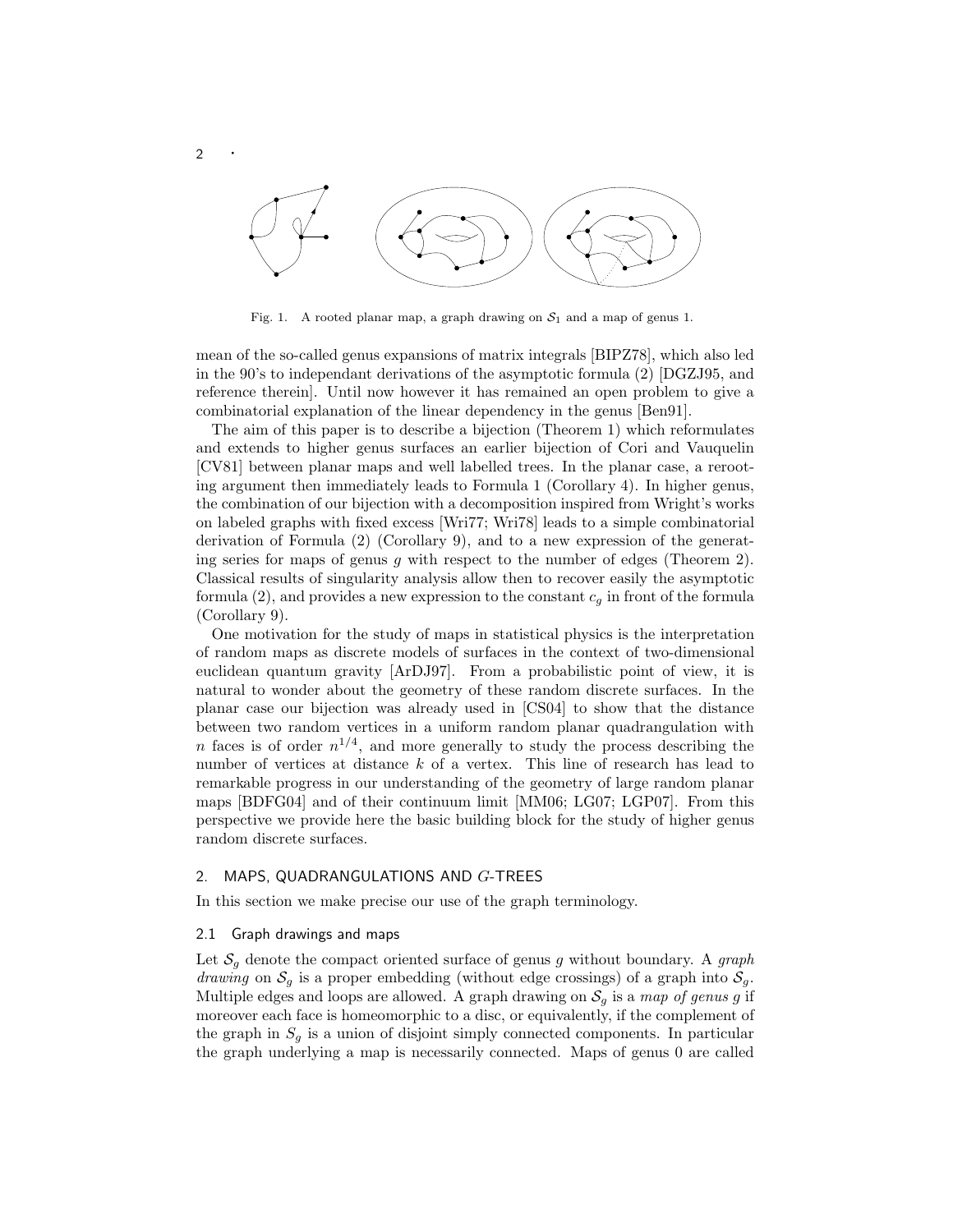Fig. 1. A rooted planar map, a graph drawing on $\mathcal{S}_1$ and a map of genus 1.

mean of the so-called genus expansions of matrix integrals [BIPZ78], which also led in the 90's to independant derivations of the asymptotic formula (2) [DGZJ95, and reference therein]. Until now however it has remained an open problem to give a combinatorial explanation of the linear dependency in the genus [Ben91].

The aim of this paper is to describe a bijection (Theorem 1) which reformulates and extends to higher genus surfaces an earlier bijection of Cori and Vauquelin [CV81] between planar maps and well labelled trees. In the planar case, a rerooting argument then immediately leads to Formula 1 (Corollary 4). In higher genus, the combination of our bijection with a decomposition inspired from Wright's works on labeled graphs with fixed excess [Wri77; Wri78] leads to a simple combinatorial derivation of Formula (2) (Corollary 9), and to a new expression of the generating series for maps of genus $g$ with respect to the number of edges (Theorem 2). Classical results of singularity analysis allow then to recover easily the asymptotic formula (2), and provides a new expression to the constant $c_g$ in front of the formula (Corollary 9).

One motivation for the study of maps in statistical physics is the interpretation of random maps as discrete models of surfaces in the context of two-dimensional euclidean quantum gravity [ArDJ97]. From a probabilistic point of view, it is natural to wonder about the geometry of these random discrete surfaces. In the planar case our bijection was already used in [CS04] to show that the distance between two random vertices in a uniform random planar quadrangulation with $n$ faces is of order $n^{1/4}$, and more generally to study the process describing the number of vertices at distance $k$ of a vertex. This line of research has lead to remarkable progress in our understanding of the geometry of large random planar maps [BDFG04] and of their continuum limit [MM06; LG07; LGP07]. From this perspective we provide here the basic building block for the study of higher genus random discrete surfaces.

## 2. MAPS, QUADRANGULATIONS AND $G$-TREES

In this section we make precise our use of the graph terminology.

### 2.1 Graph drawings and maps

Let $\mathcal{S}_g$ denote the compact oriented surface of genus $g$ without boundary. A *graph drawing* on $\mathcal{S}_g$ is a proper embedding (without edge crossings) of a graph into $\mathcal{S}_g$. Multiple edges and loops are allowed. A graph drawing on $\mathcal{S}_g$ is a *map of genus g* if moreover each face is homeomorphic to a disc, or equivalently, if the complement of the graph in $S_g$ is a union of disjoint simply connected components. In particular the graph underlying a map is necessarily connected. Maps of genus 0 are called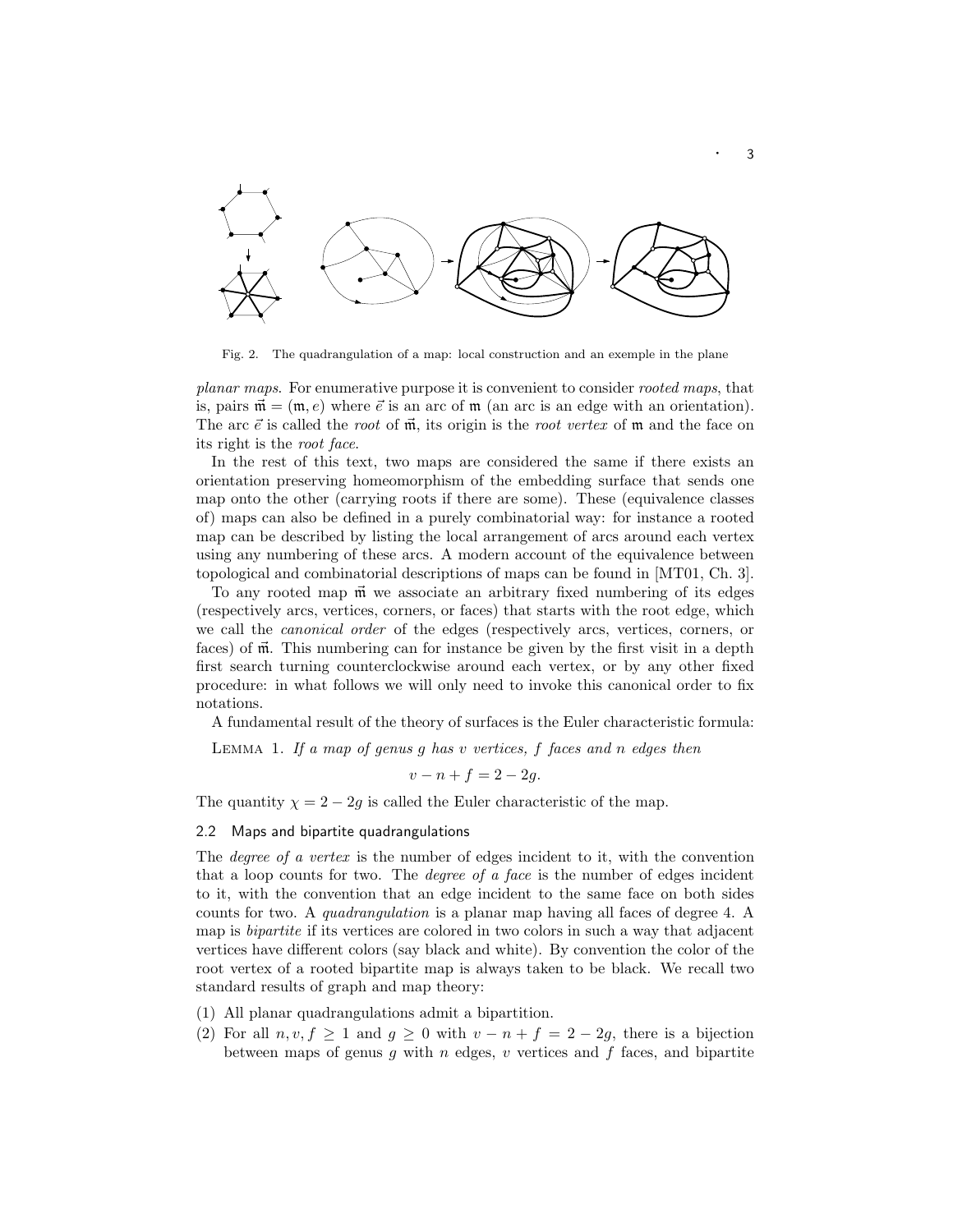Fig. 2. The quadrangulation of a map: local construction and an exemple in the plane

*planar maps*. For enumerative purpose it is convenient to consider *rooted maps*, that is, pairs $\vec{\mathfrak{m}} = (\mathfrak{m}, e)$ where $\vec{e}$ is an arc of $\mathfrak{m}$ (an arc is an edge with an orientation). The arc $\vec{e}$ is called the *root* of $\vec{\mathfrak{m}}$, its origin is the *root vertex* of $\mathfrak{m}$ and the face on its right is the *root face*.

In the rest of this text, two maps are considered the same if there exists an orientation preserving homeomorphism of the embedding surface that sends one map onto the other (carrying roots if there are some). These (equivalence classes of) maps can also be defined in a purely combinatorial way: for instance a rooted map can be described by listing the local arrangement of arcs around each vertex using any numbering of these arcs. A modern account of the equivalence between topological and combinatorial descriptions of maps can be found in [MT01, Ch. 3].

To any rooted map $\vec{\mathfrak{m}}$ we associate an arbitrary fixed numbering of its edges (respectively arcs, vertices, corners, or faces) that starts with the root edge, which we call the *canonical order* of the edges (respectively arcs, vertices, corners, or faces) of $\vec{\mathfrak{m}}$. This numbering can for instance be given by the first visit in a depth first search turning counterclockwise around each vertex, or by any other fixed procedure: in what follows we will only need to invoke this canonical order to fix notations.

A fundamental result of the theory of surfaces is the Euler characteristic formula:

Lemma 1. *If a map of genus $g$ has $v$ vertices, $f$ faces and $n$ edges then*

$$v - n + f = 2 - 2g.$$

The quantity $\chi = 2 - 2g$ is called the Euler characteristic of the map.

### 2.2 Maps and bipartite quadrangulations

The *degree of a vertex* is the number of edges incident to it, with the convention that a loop counts for two. The *degree of a face* is the number of edges incident to it, with the convention that an edge incident to the same face on both sides counts for two. A *quadrangulation* is a planar map having all faces of degree 4. A map is *bipartite* if its vertices are colored in two colors in such a way that adjacent vertices have different colors (say black and white). By convention the color of the root vertex of a rooted bipartite map is always taken to be black. We recall two standard results of graph and map theory:

(1) All planar quadrangulations admit a bipartition.

(2) For all $n, v, f \geq 1$ and $g \geq 0$ with $v - n + f = 2 - 2g$, there is a bijection between maps of genus $g$ with $n$ edges, $v$ vertices and $f$ faces, and bipartite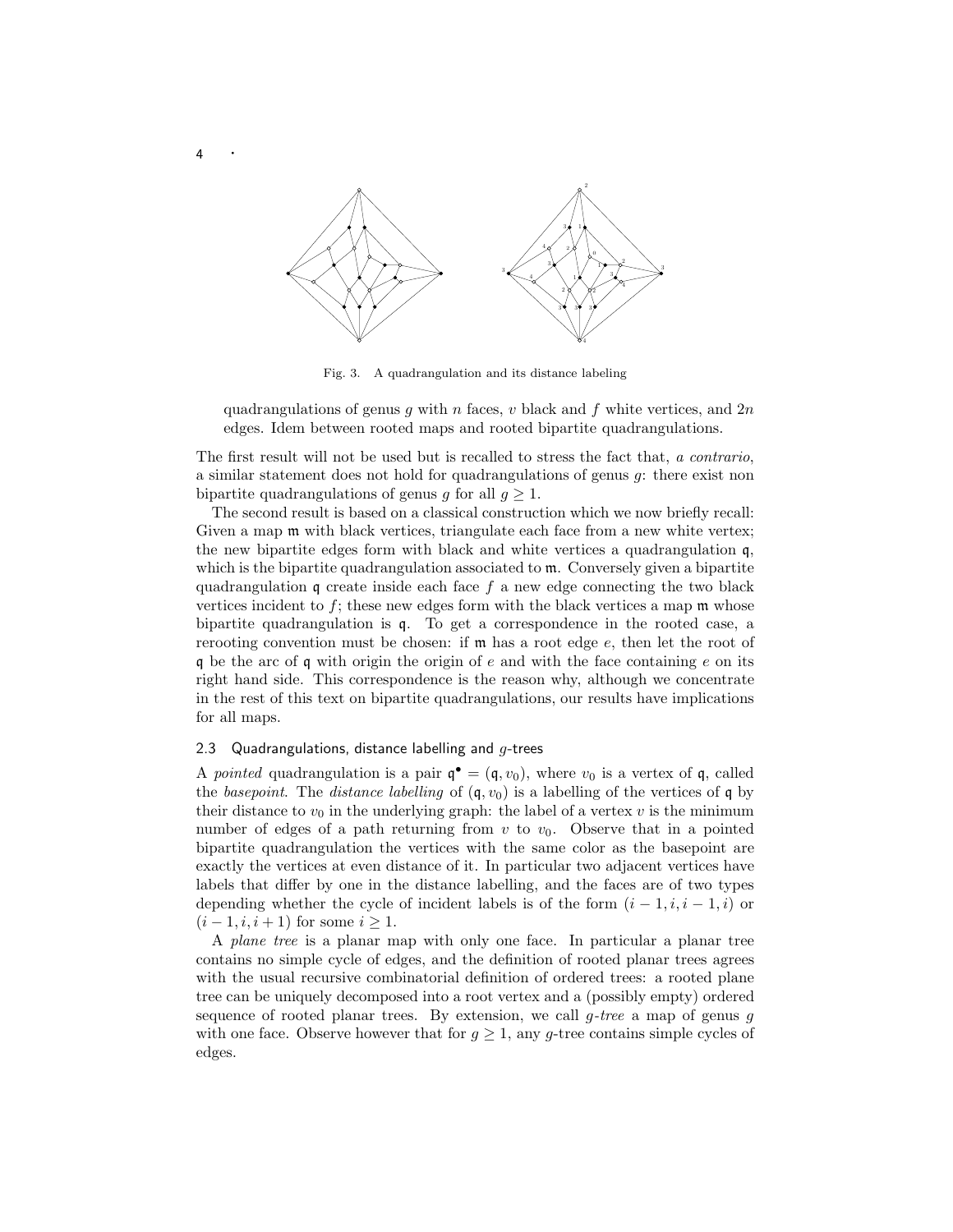Fig. 3. A quadrangulation and its distance labeling

quadrangulations of genus $g$ with $n$ faces, $v$ black and $f$ white vertices, and $2n$ edges. Idem between rooted maps and rooted bipartite quadrangulations.

The first result will not be used but is recalled to stress the fact that, *a contrario*, a similar statement does not hold for quadrangulations of genus $g$: there exist non bipartite quadrangulations of genus $g$ for all $g \geq 1$.

The second result is based on a classical construction which we now briefly recall: Given a map $\mathfrak{m}$ with black vertices, triangulate each face from a new white vertex; the new bipartite edges form with black and white vertices a quadrangulation $\mathfrak{q}$, which is the bipartite quadrangulation associated to $\mathfrak{m}$. Conversely given a bipartite quadrangulation $\mathfrak{q}$ create inside each face $f$ a new edge connecting the two black vertices incident to $f$; these new edges form with the black vertices a map $\mathfrak{m}$ whose bipartite quadrangulation is $\mathfrak{q}$. To get a correspondence in the rooted case, a rerooting convention must be chosen: if $\mathfrak{m}$ has a root edge $e$, then let the root of $\mathfrak{q}$ be the arc of $\mathfrak{q}$ with origin the origin of $e$ and with the face containing $e$ on its right hand side. This correspondence is the reason why, although we concentrate in the rest of this text on bipartite quadrangulations, our results have implications for all maps.

### 2.3 Quadrangulations, distance labelling and $g$-trees

A *pointed* quadrangulation is a pair $\mathfrak{q}^\bullet = (\mathfrak{q}, v_0)$, where $v_0$ is a vertex of $\mathfrak{q}$, called the *basepoint*. The *distance labelling* of $(\mathfrak{q}, v_0)$ is a labelling of the vertices of $\mathfrak{q}$ by their distance to $v_0$ in the underlying graph: the label of a vertex $v$ is the minimum number of edges of a path returning from $v$ to $v_0$. Observe that in a pointed bipartite quadrangulation the vertices with the same color as the basepoint are exactly the vertices at even distance of it. In particular two adjacent vertices have labels that differ by one in the distance labelling, and the faces are of two types depending whether the cycle of incident labels is of the form $(i-1, i, i-1, i)$ or $(i-1, i, i+1)$ for some $i \geq 1$.

A *plane tree* is a planar map with only one face. In particular a planar tree contains no simple cycle of edges, and the definition of rooted planar trees agrees with the usual recursive combinatorial definition of ordered trees: a rooted plane tree can be uniquely decomposed into a root vertex and a (possibly empty) ordered sequence of rooted planar trees. By extension, we call *$g$-tree* a map of genus $g$ with one face. Observe however that for $g \geq 1$, any $g$-tree contains simple cycles of edges.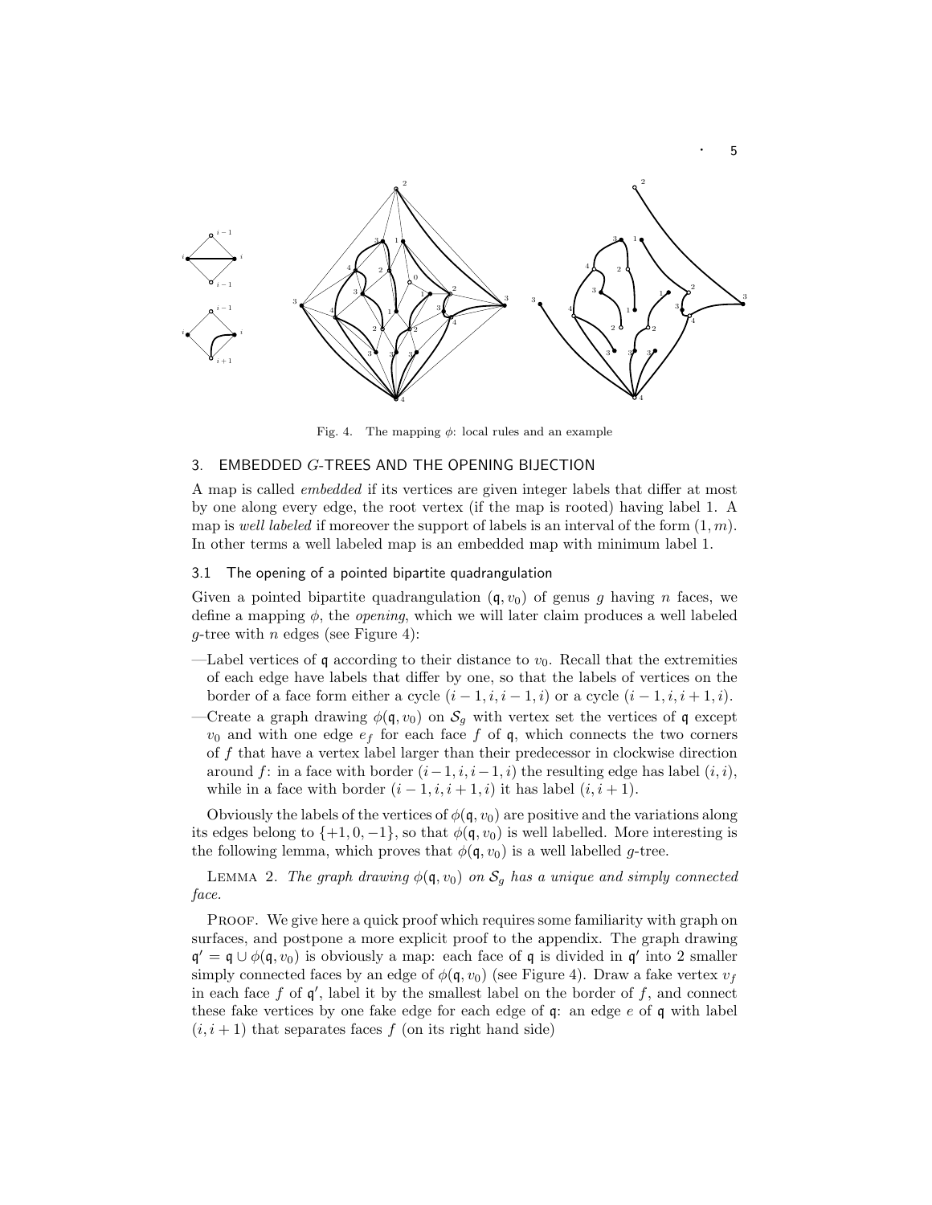Fig. 4. The mapping $\phi$: local rules and an example

## 3. EMBEDDED $G$-TREES AND THE OPENING BIJECTION

A map is called *embedded* if its vertices are given integer labels that differ at most by one along every edge, the root vertex (if the map is rooted) having label 1. A map is *well labeled* if moreover the support of labels is an interval of the form $(1, m)$. In other terms a well labeled map is an embedded map with minimum label 1.

### 3.1 The opening of a pointed bipartite quadrangulation

Given a pointed bipartite quadrangulation $(\mathsf{q}, v_0)$ of genus $g$ having $n$ faces, we define a mapping $\phi$, the *opening*, which we will later claim produces a well labeled $g$-tree with $n$ edges (see Figure 4):

—Label vertices of $\mathsf{q}$ according to their distance to $v_0$. Recall that the extremities of each edge have labels that differ by one, so that the labels of vertices on the border of a face form either a cycle $(i-1, i, i-1, i)$ or a cycle $(i-1, i, i+1, i)$.

—Create a graph drawing $\phi(\mathsf{q}, v_0)$ on $\mathcal{S}_g$ with vertex set the vertices of $\mathsf{q}$ except $v_0$ and with one edge $e_f$ for each face $f$ of $\mathsf{q}$, which connects the two corners of $f$ that have a vertex label larger than their predecessor in clockwise direction around $f$: in a face with border $(i-1, i, i-1, i)$ the resulting edge has label $(i, i)$, while in a face with border $(i-1, i, i+1, i)$ it has label $(i, i+1)$.

Obviously the labels of the vertices of $\phi(\mathsf{q}, v_0)$ are positive and the variations along its edges belong to $\{+1, 0, -1\}$, so that $\phi(\mathsf{q}, v_0)$ is well labelled. More interesting is the following lemma, which proves that $\phi(\mathsf{q}, v_0)$ is a well labelled $g$-tree.

LEMMA 2. *The graph drawing $\phi(\mathsf{q}, v_0)$ on $\mathcal{S}_g$ has a unique and simply connected face.*

PROOF. We give here a quick proof which requires some familiarity with graph on surfaces, and postpone a more explicit proof to the appendix. The graph drawing $\mathsf{q}' = \mathsf{q} \cup \phi(\mathsf{q}, v_0)$ is obviously a map: each face of $\mathsf{q}$ is divided in $\mathsf{q}'$ into 2 smaller simply connected faces by an edge of $\phi(\mathsf{q}, v_0)$ (see Figure 4). Draw a fake vertex $v_f$ in each face $f$ of $\mathsf{q}'$, label it by the smallest label on the border of $f$, and connect these fake vertices by one fake edge for each edge of $\mathsf{q}$: an edge $e$ of $\mathsf{q}$ with label $(i, i+1)$ that separates faces $f$ (on its right hand side)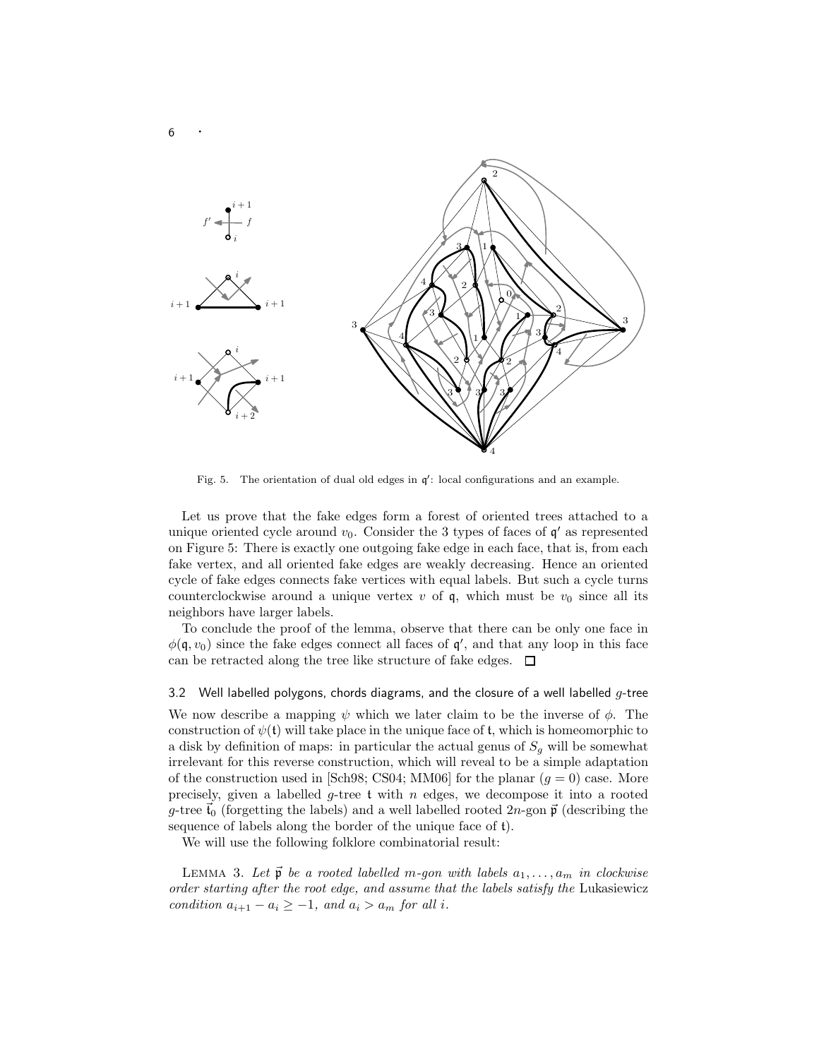Fig. 5. The orientation of dual old edges in $\mathfrak{q}'$: local configurations and an example.

Let us prove that the fake edges form a forest of oriented trees attached to a unique oriented cycle around $v_0$. Consider the 3 types of faces of $\mathfrak{q}'$ as represented on Figure 5: There is exactly one outgoing fake edge in each face, that is, from each fake vertex, and all oriented fake edges are weakly decreasing. Hence an oriented cycle of fake edges connects fake vertices with equal labels. But such a cycle turns counterclockwise around a unique vertex $v$ of $\mathfrak{q}$, which must be $v_0$ since all its neighbors have larger labels.

To conclude the proof of the lemma, observe that there can be only one face in $\phi(\mathfrak{q}, v_0)$ since the fake edges connect all faces of $\mathfrak{q}'$, and that any loop in this face can be retracted along the tree like structure of fake edges. □

### 3.2 Well labelled polygons, chords diagrams, and the closure of a well labelled $g$-tree

We now describe a mapping $\psi$ which we later claim to be the inverse of $\phi$. The construction of $\psi(\mathfrak{t})$ will take place in the unique face of $\mathfrak{t}$, which is homeomorphic to a disk by definition of maps: in particular the actual genus of $S_g$ will be somewhat irrelevant for this reverse construction, which will reveal to be a simple adaptation of the construction used in [Sch98; CS04; MM06] for the planar ($g = 0$) case. More precisely, given a labelled $g$-tree $\mathfrak{t}$ with $n$ edges, we decompose it into a rooted $g$-tree $\vec{\mathfrak{t}}_0$ (forgetting the labels) and a well labelled rooted $2n$-gon $\vec{\mathfrak{p}}$ (describing the sequence of labels along the border of the unique face of $\mathfrak{t}$).

We will use the following folklore combinatorial result:

Lemma 3. *Let $\vec{\mathfrak{p}}$ be a rooted labelled $m$-gon with labels $a_1, \ldots, a_m$ in clockwise order starting after the root edge, and assume that the labels satisfy the* Lukasiewicz *condition $a_{i+1} - a_i \geq -1$, and $a_i > a_m$ for all $i$.*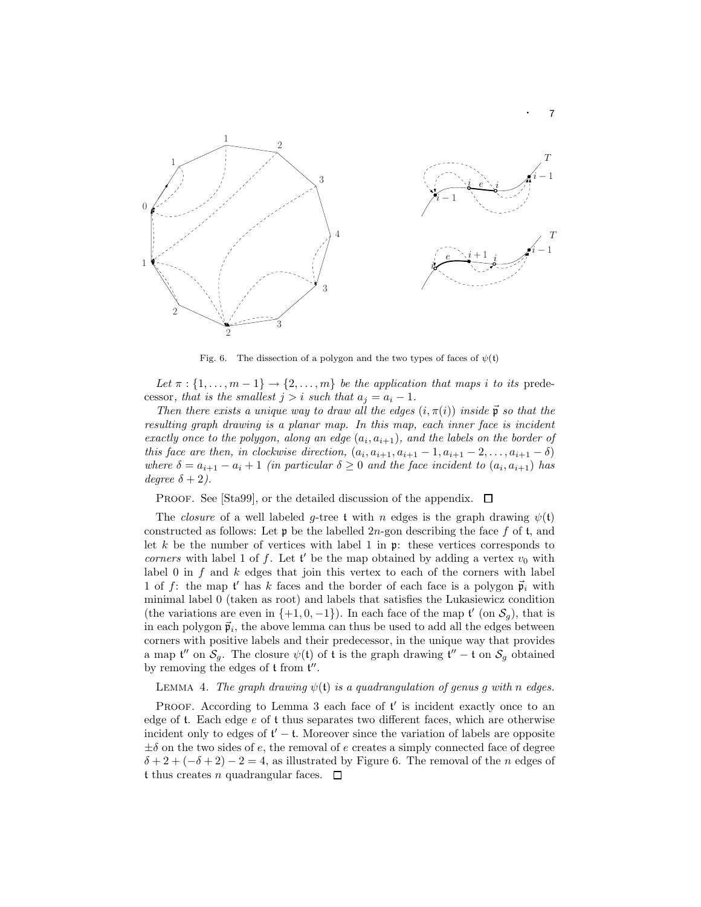Fig. 6. The dissection of a polygon and the two types of faces of $\psi(\mathfrak{t})$

*Let $\pi : \{1, \ldots, m-1\} \to \{2, \ldots, m\}$ be the application that maps $i$ to its* predecessor*, that is the smallest $j > i$ such that $a_j = a_i - 1$.*

*Then there exists a unique way to draw all the edges $(i, \pi(i))$ inside $\vec{\mathfrak{p}}$ so that the resulting graph drawing is a planar map. In this map, each inner face is incident exactly once to the polygon, along an edge $(a_i, a_{i+1})$, and the labels on the border of this face are then, in clockwise direction, $(a_i, a_{i+1}, a_{i+1}-1, a_{i+1}-2, \ldots, a_{i+1}-\delta)$ where $\delta = a_{i+1} - a_i + 1$ (in particular $\delta \geq 0$ and the face incident to $(a_i, a_{i+1})$ has degree $\delta + 2$).*

Proof. See [Sta99], or the detailed discussion of the appendix. □

The *closure* of a well labeled $g$-tree $\mathfrak{t}$ with $n$ edges is the graph drawing $\psi(\mathfrak{t})$ constructed as follows: Let $\mathfrak{p}$ be the labelled $2n$-gon describing the face $f$ of $\mathfrak{t}$, and let $k$ be the number of vertices with label 1 in $\mathfrak{p}$: these vertices corresponds to *corners* with label 1 of $f$. Let $\mathfrak{t}'$ be the map obtained by adding a vertex $v_0$ with label 0 in $f$ and $k$ edges that join this vertex to each of the corners with label 1 of $f$: the map $\mathfrak{t}'$ has $k$ faces and the border of each face is a polygon $\vec{\mathfrak{p}}_i$ with minimal label 0 (taken as root) and labels that satisfies the Lukasiewicz condition (the variations are even in $\{+1, 0, -1\}$). In each face of the map $\mathfrak{t}'$ (on $\mathcal{S}_g$), that is in each polygon $\vec{\mathfrak{p}}_i$, the above lemma can thus be used to add all the edges between corners with positive labels and their predecessor, in the unique way that provides a map $\mathfrak{t}''$ on $\mathcal{S}_g$. The closure $\psi(\mathfrak{t})$ of $\mathfrak{t}$ is the graph drawing $\mathfrak{t}'' - \mathfrak{t}$ on $\mathcal{S}_g$ obtained by removing the edges of $\mathfrak{t}$ from $\mathfrak{t}''$.

Lemma 4. *The graph drawing $\psi(\mathfrak{t})$ is a quadrangulation of genus $g$ with $n$ edges.*

Proof. According to Lemma 3 each face of $\mathfrak{t}'$ is incident exactly once to an edge of $\mathfrak{t}$. Each edge $e$ of $\mathfrak{t}$ thus separates two different faces, which are otherwise incident only to edges of $\mathfrak{t}' - \mathfrak{t}$. Moreover since the variation of labels are opposite $\pm\delta$ on the two sides of $e$, the removal of $e$ creates a simply connected face of degree $\delta + 2 + (-\delta + 2) - 2 = 4$, as illustrated by Figure 6. The removal of the $n$ edges of $\mathfrak{t}$ thus creates $n$ quadrangular faces. □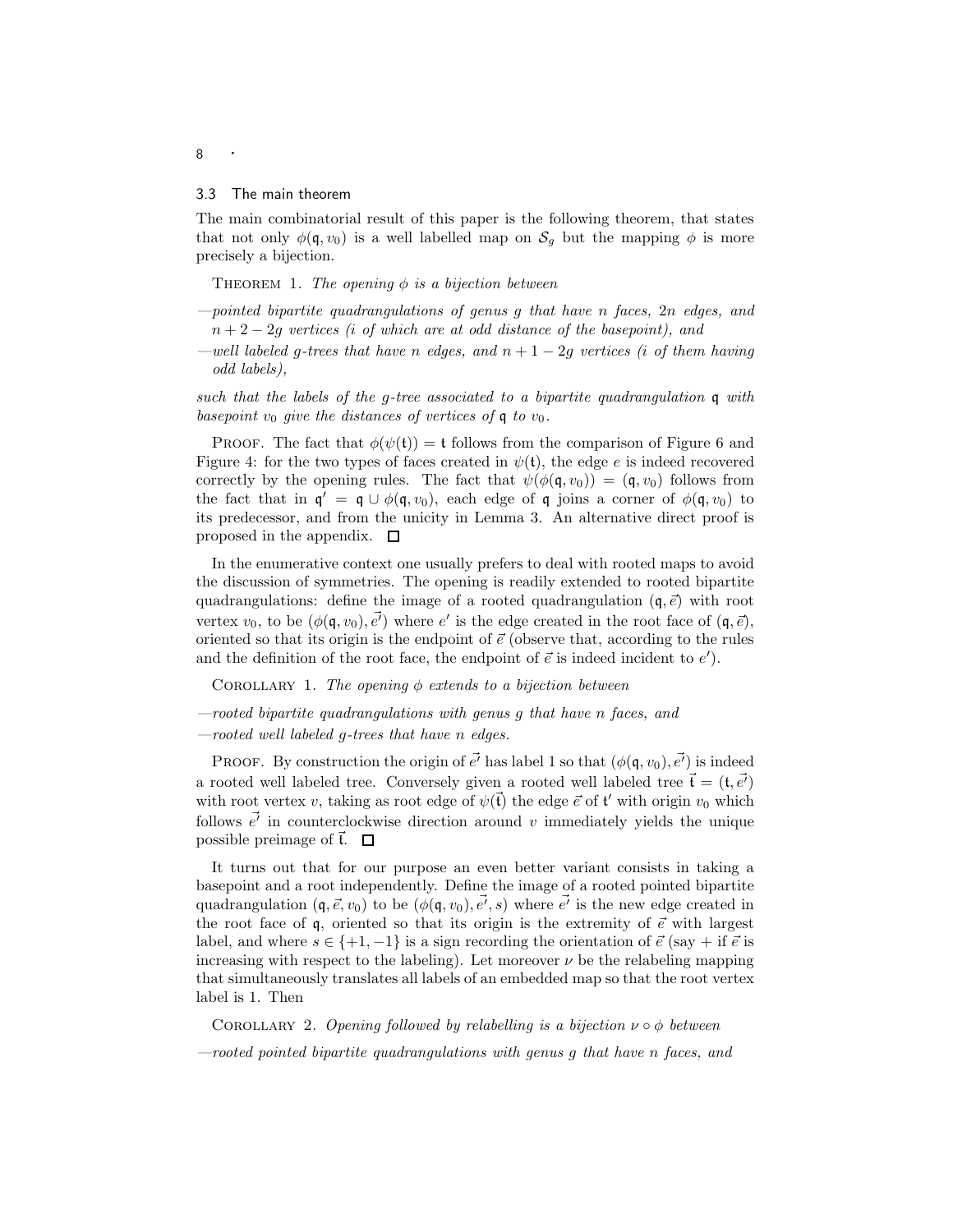### 3.3 The main theorem

The main combinatorial result of this paper is the following theorem, that states that not only $\phi(\mathfrak{q}, v_0)$ is a well labelled map on $\mathcal{S}_g$ but the mapping $\phi$ is more precisely a bijection.

THEOREM 1. *The opening $\phi$ is a bijection between*

*—pointed bipartite quadrangulations of genus $g$ that have $n$ faces, $2n$ edges, and $n+2-2g$ vertices ($i$ of which are at odd distance of the basepoint), and*

*—well labeled $g$-trees that have $n$ edges, and $n+1-2g$ vertices ($i$ of them having odd labels),*

*such that the labels of the $g$-tree associated to a bipartite quadrangulation $\mathfrak{q}$ with basepoint $v_0$ give the distances of vertices of $\mathfrak{q}$ to $v_0$.*

PROOF. The fact that $\phi(\psi(\mathfrak{t})) = \mathfrak{t}$ follows from the comparison of Figure 6 and Figure 4: for the two types of faces created in $\psi(\mathfrak{t})$, the edge $e$ is indeed recovered correctly by the opening rules. The fact that $\psi(\phi(\mathfrak{q}, v_0)) = (\mathfrak{q}, v_0)$ follows from the fact that in $\mathfrak{q}' = \mathfrak{q} \cup \phi(\mathfrak{q}, v_0)$, each edge of $\mathfrak{q}$ joins a corner of $\phi(\mathfrak{q}, v_0)$ to its predecessor, and from the unicity in Lemma 3. An alternative direct proof is proposed in the appendix. □

In the enumerative context one usually prefers to deal with rooted maps to avoid the discussion of symmetries. The opening is readily extended to rooted bipartite quadrangulations: define the image of a rooted quadrangulation $(\mathfrak{q}, \vec{e})$ with root vertex $v_0$, to be $(\phi(\mathfrak{q}, v_0), \vec{e'})$ where $e'$ is the edge created in the root face of $(\mathfrak{q}, \vec{e})$, oriented so that its origin is the endpoint of $\vec{e}$ (observe that, according to the rules and the definition of the root face, the endpoint of $\vec{e}$ is indeed incident to $e'$).

COROLLARY 1. *The opening $\phi$ extends to a bijection between*

*—rooted bipartite quadrangulations with genus $g$ that have $n$ faces, and*

*—rooted well labeled $g$-trees that have $n$ edges.*

PROOF. By construction the origin of $\vec{e'}$ has label 1 so that $(\phi(\mathfrak{q}, v_0), \vec{e'})$ is indeed a rooted well labeled tree. Conversely given a rooted well labeled tree $\vec{\mathfrak{t}} = (\mathfrak{t}, \vec{e'})$ with root vertex $v$, taking as root edge of $\psi(\vec{\mathfrak{t}})$ the edge $\vec{e}$ of $\mathfrak{t}'$ with origin $v_0$ which follows $\vec{e'}$ in counterclockwise direction around $v$ immediately yields the unique possible preimage of $\vec{\mathfrak{t}}$. □

It turns out that for our purpose an even better variant consists in taking a basepoint and a root independently. Define the image of a rooted pointed bipartite quadrangulation $(\mathfrak{q}, \vec{e}, v_0)$ to be $(\phi(\mathfrak{q}, v_0), \vec{e'}, s)$ where $\vec{e'}$ is the new edge created in the root face of $\mathfrak{q}$, oriented so that its origin is the extremity of $\vec{e}$ with largest label, and where $s \in \{+1, -1\}$ is a sign recording the orientation of $\vec{e}$ (say $+$ if $\vec{e}$ is increasing with respect to the labeling). Let moreover $\nu$ be the relabeling mapping that simultaneously translates all labels of an embedded map so that the root vertex label is 1. Then

COROLLARY 2. *Opening followed by relabelling is a bijection $\nu \circ \phi$ between*

*—rooted pointed bipartite quadrangulations with genus $g$ that have $n$ faces, and*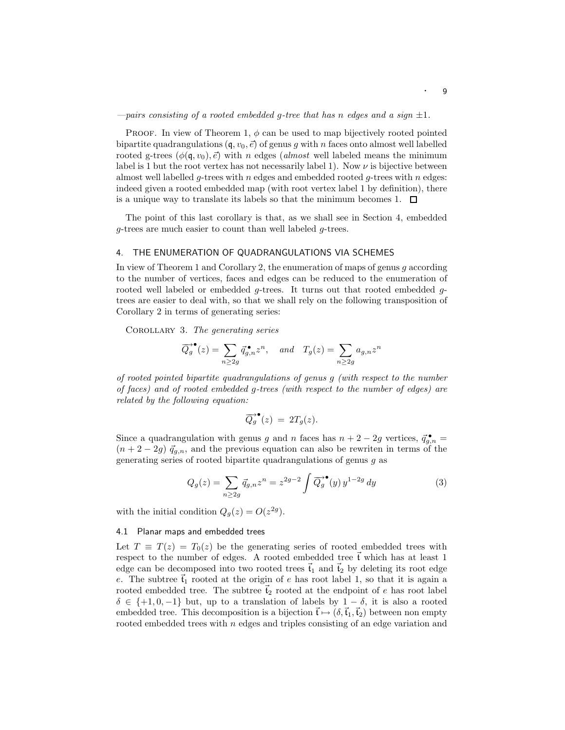—*pairs consisting of a rooted embedded g-tree that has n edges and a sign* $\pm 1$.

PROOF. In view of Theorem 1, $\phi$ can be used to map bijectively rooted pointed bipartite quadrangulations $(\mathfrak{q}, v_0, \vec{e})$ of genus $g$ with $n$ faces onto almost well labelled rooted g-trees $(\phi(\mathfrak{q}, v_0), \vec{e})$ with $n$ edges (*almost* well labeled means the minimum label is 1 but the root vertex has not necessarily label 1). Now $\nu$ is bijective between almost well labelled $g$-trees with $n$ edges and embedded rooted $g$-trees with $n$ edges: indeed given a rooted embedded map (with root vertex label 1 by definition), there is a unique way to translate its labels so that the minimum becomes 1. □

The point of this last corollary is that, as we shall see in Section 4, embedded $g$-trees are much easier to count than well labeled $g$-trees.

## 4. THE ENUMERATION OF QUADRANGULATIONS VIA SCHEMES

In view of Theorem 1 and Corollary 2, the enumeration of maps of genus $g$ according to the number of vertices, faces and edges can be reduced to the enumeration of rooted well labeled or embedded $g$-trees. It turns out that rooted embedded $g$-trees are easier to deal with, so that we shall rely on the following transposition of Corollary 2 in terms of generating series:

COROLLARY 3. *The generating series*

$$\overrightarrow{Q_g}^{\bullet}(z) = \sum_{n \geq 2g} \vec{q}^{\,\bullet}_{g,n} z^n, \quad \textit{and} \quad T_g(z) = \sum_{n \geq 2g} a_{g,n} z^n$$

*of rooted pointed bipartite quadrangulations of genus g (with respect to the number of faces) and of rooted embedded g-trees (with respect to the number of edges) are related by the following equation:*

$$\overrightarrow{Q_g}^{\bullet}(z) \;=\; 2T_g(z).$$

Since a quadrangulation with genus $g$ and $n$ faces has $n + 2 - 2g$ vertices, $\vec{q}^{\,\bullet}_{g,n} = (n + 2 - 2g)\, \vec{q}_{g,n}$, and the previous equation can also be rewriten in terms of the generating series of rooted bipartite quadrangulations of genus $g$ as

$$Q_g(z) = \sum_{n \geq 2g} \vec{q}_{g,n} z^n = z^{2g-2} \int \overrightarrow{Q_g}^{\bullet}(y)\, y^{1-2g}\, dy \tag{3}$$

with the initial condition $Q_g(z) = O(z^{2g})$.

### 4.1 Planar maps and embedded trees

Let $T \equiv T(z) = T_0(z)$ be the generating series of rooted embedded trees with respect to the number of edges. A rooted embedded tree $\vec{\mathfrak{t}}$ which has at least 1 edge can be decomposed into two rooted trees $\vec{\mathfrak{t}}_1$ and $\vec{\mathfrak{t}}_2$ by deleting its root edge $e$. The subtree $\vec{\mathfrak{t}}_1$ rooted at the origin of $e$ has root label 1, so that it is again a rooted embedded tree. The subtree $\vec{\mathfrak{t}}_2$ rooted at the endpoint of $e$ has root label $\delta \in \{+1, 0, -1\}$ but, up to a translation of labels by $1 - \delta$, it is also a rooted embedded tree. This decomposition is a bijection $\vec{\mathfrak{t}} \mapsto (\delta, \vec{\mathfrak{t}}_1, \vec{\mathfrak{t}}_2)$ between non empty rooted embedded trees with $n$ edges and triples consisting of an edge variation and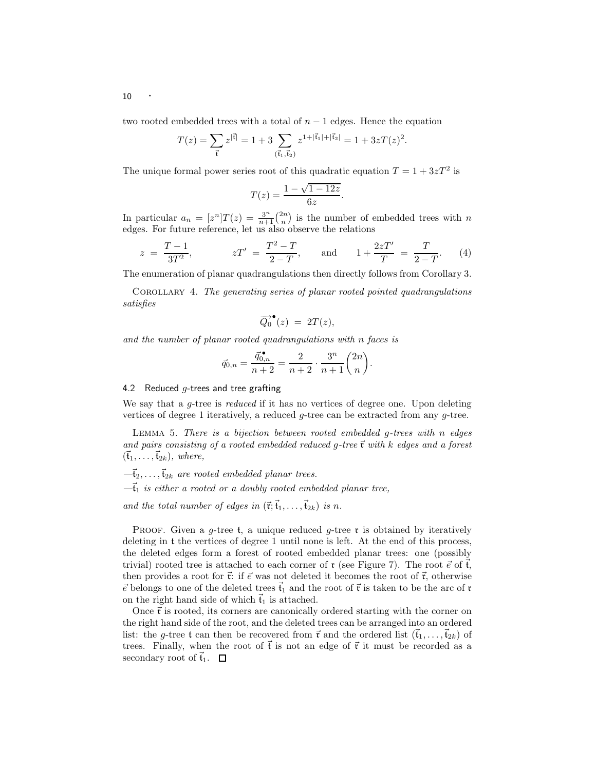two rooted embedded trees with a total of $n-1$ edges. Hence the equation

$$T(z) = \sum_{\vec{\mathfrak{t}}} z^{|\vec{\mathfrak{t}}|} = 1 + 3 \sum_{(\vec{\mathfrak{t}}_1, \vec{\mathfrak{t}}_2)} z^{1+|\vec{\mathfrak{t}}_1|+|\vec{\mathfrak{t}}_2|} = 1 + 3zT(z)^2.$$

The unique formal power series root of this quadratic equation $T = 1 + 3zT^2$ is

$$T(z) = \frac{1 - \sqrt{1-12z}}{6z}.$$

In particular $a_n = [z^n]T(z) = \frac{3^n}{n+1}\binom{2n}{n}$ is the number of embedded trees with $n$ edges. For future reference, let us also observe the relations

$$z = \frac{T-1}{3T^2}, \qquad zT' = \frac{T^2 - T}{2-T}, \qquad \text{and} \qquad 1 + \frac{2zT'}{T} = \frac{T}{2-T}. \tag{4}$$

The enumeration of planar quadrangulations then directly follows from Corollary 3.

Corollary 4. *The generating series of planar rooted pointed quadrangulations satisfies*

$$\overrightarrow{Q_0}^{\bullet}(z) = 2T(z),$$

*and the number of planar rooted quadrangulations with $n$ faces is*

$$\vec{q}_{0,n} = \frac{\vec{q}^{\,\bullet}_{0,n}}{n+2} = \frac{2}{n+2} \cdot \frac{3^n}{n+1}\binom{2n}{n}.$$

### 4.2 Reduced $g$-trees and tree grafting

We say that a $g$-tree is *reduced* if it has no vertices of degree one. Upon deleting vertices of degree 1 iteratively, a reduced $g$-tree can be extracted from any $g$-tree.

Lemma 5. *There is a bijection between rooted embedded $g$-trees with $n$ edges and pairs consisting of a rooted embedded reduced $g$-tree $\vec{\mathfrak{r}}$ with $k$ edges and a forest $(\vec{\mathfrak{t}}_1, \ldots, \vec{\mathfrak{t}}_{2k})$, where,*

—*$\vec{\mathfrak{t}}_2, \ldots, \vec{\mathfrak{t}}_{2k}$ are rooted embedded planar trees.*

—*$\vec{\mathfrak{t}}_1$ is either a rooted or a doubly rooted embedded planar tree,*

*and the total number of edges in $(\vec{\mathfrak{r}}; \vec{\mathfrak{t}}_1, \ldots, \vec{\mathfrak{t}}_{2k})$ is $n$.*

Proof. Given a $g$-tree $\mathfrak{t}$, a unique reduced $g$-tree $\mathfrak{r}$ is obtained by iteratively deleting in $\mathfrak{t}$ the vertices of degree 1 until none is left. At the end of this process, the deleted edges form a forest of rooted embedded planar trees: one (possibly trivial) rooted tree is attached to each corner of $\mathfrak{r}$ (see Figure 7). The root $\vec{e}$ of $\vec{\mathfrak{t}}$, then provides a root for $\vec{\mathfrak{r}}$: if $\vec{e}$ was not deleted it becomes the root of $\vec{\mathfrak{r}}$, otherwise $\vec{e}$ belongs to one of the deleted trees $\vec{\mathfrak{t}}_1$ and the root of $\vec{\mathfrak{r}}$ is taken to be the arc of $\mathfrak{r}$ on the right hand side of which $\vec{\mathfrak{t}}_1$ is attached.

Once $\vec{\mathfrak{r}}$ is rooted, its corners are canonically ordered starting with the corner on the right hand side of the root, and the deleted trees can be arranged into an ordered list: the $g$-tree $\mathfrak{t}$ can then be recovered from $\vec{\mathfrak{r}}$ and the ordered list $(\vec{\mathfrak{t}}_1, \ldots, \vec{\mathfrak{t}}_{2k})$ of trees. Finally, when the root of $\vec{\mathfrak{t}}$ is not an edge of $\vec{\mathfrak{r}}$ it must be recorded as a secondary root of $\vec{\mathfrak{t}}_1$. $\square$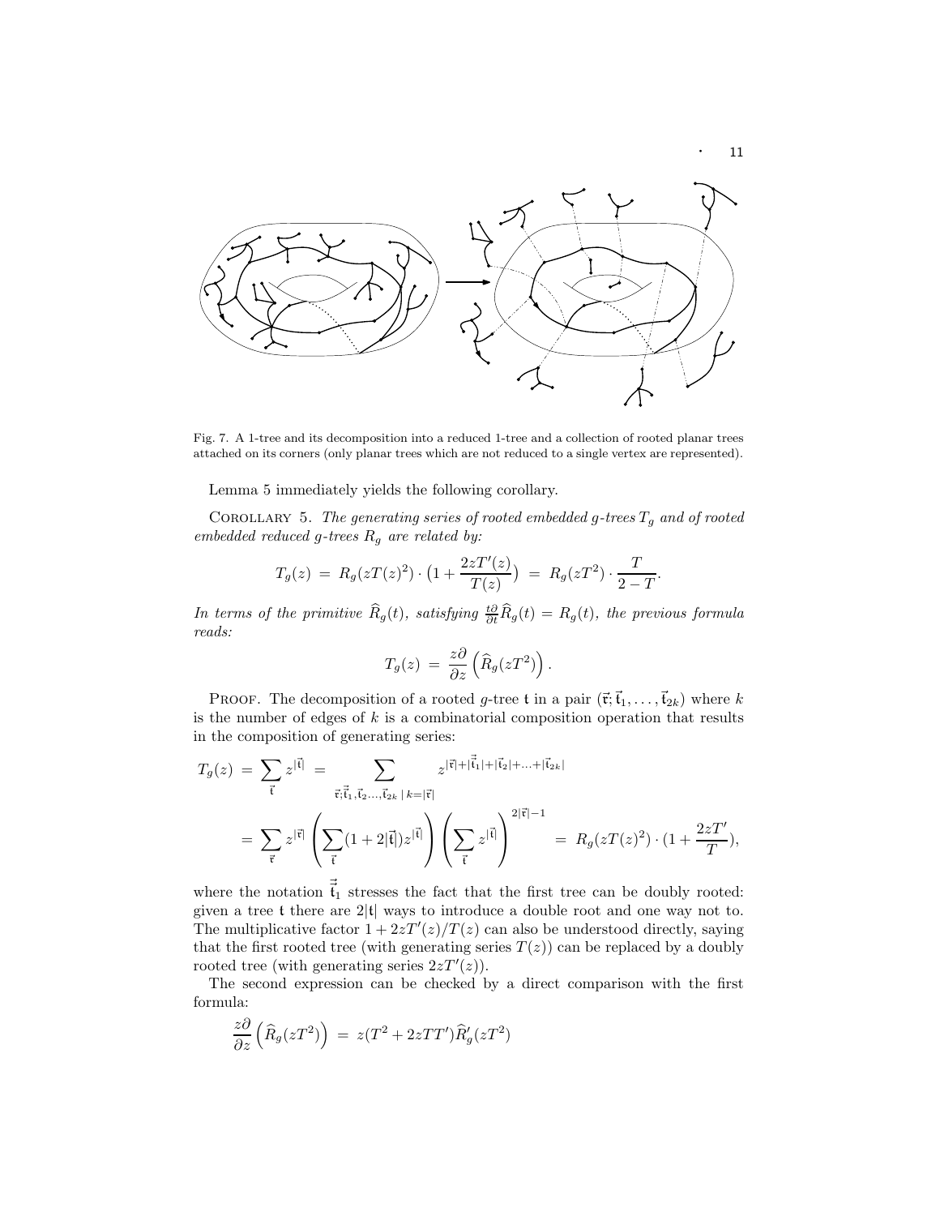Fig. 7. A 1-tree and its decomposition into a reduced 1-tree and a collection of rooted planar trees attached on its corners (only planar trees which are not reduced to a single vertex are represented).

Lemma 5 immediately yields the following corollary.

COROLLARY 5. *The generating series of rooted embedded g-trees $T_g$ and of rooted embedded reduced g-trees $R_g$ are related by:*

$$T_g(z) \;=\; R_g(zT(z)^2)\cdot\big(1+\frac{2zT'(z)}{T(z)}\big) \;=\; R_g(zT^2)\cdot\frac{T}{2-T}.$$

*In terms of the primitive $\widehat{R}_g(t)$, satisfying $\frac{t\partial}{\partial t}\widehat{R}_g(t)=R_g(t)$, the previous formula reads:*

$$T_g(z) \;=\; \frac{z\partial}{\partial z}\left(\widehat{R}_g(zT^2)\right).$$

PROOF. The decomposition of a rooted $g$-tree $\mathfrak{t}$ in a pair $(\vec{\mathfrak{r}};\vec{\mathfrak{t}}_1,\ldots,\vec{\mathfrak{t}}_{2k})$ where $k$ is the number of edges of $k$ is a combinatorial composition operation that results in the composition of generating series:

$$\begin{aligned}
T_g(z) \;&=\; \sum_{\vec{\mathfrak{t}}} z^{|\vec{\mathfrak{t}}|} \;=\; \sum_{\vec{\mathfrak{r}};\vec{\vec{\mathfrak{t}}}_1,\vec{\mathfrak{t}}_2\ldots,\vec{\mathfrak{t}}_{2k}\,|\,k=|\vec{\mathfrak{r}}|} z^{|\vec{\mathfrak{r}}|+|\vec{\vec{\mathfrak{t}}}_1|+|\vec{\mathfrak{t}}_2|+\ldots+|\vec{\mathfrak{t}}_{2k}|}\\
&=\; \sum_{\vec{\mathfrak{r}}} z^{|\vec{\mathfrak{r}}|}\left(\sum_{\vec{\mathfrak{t}}}(1+2|\vec{\mathfrak{t}}|)z^{|\vec{\mathfrak{t}}|}\right)\left(\sum_{\vec{\mathfrak{t}}} z^{|\vec{\mathfrak{t}}|}\right)^{2|\vec{\mathfrak{r}}|-1} \;=\; R_g(zT(z)^2)\cdot(1+\frac{2zT'}{T}),
\end{aligned}$$

where the notation $\vec{\vec{\mathfrak{t}}}_1$ stresses the fact that the first tree can be doubly rooted: given a tree $\mathfrak{t}$ there are $2|\mathfrak{t}|$ ways to introduce a double root and one way not to. The multiplicative factor $1+2zT'(z)/T(z)$ can also be understood directly, saying that the first rooted tree (with generating series $T(z)$) can be replaced by a doubly rooted tree (with generating series $2zT'(z)$).

The second expression can be checked by a direct comparison with the first formula:

$$\frac{z\partial}{\partial z}\Big(\widehat{R}_g(zT^2)\Big) \;=\; z(T^2+2zTT')\widehat{R}'_g(zT^2)$$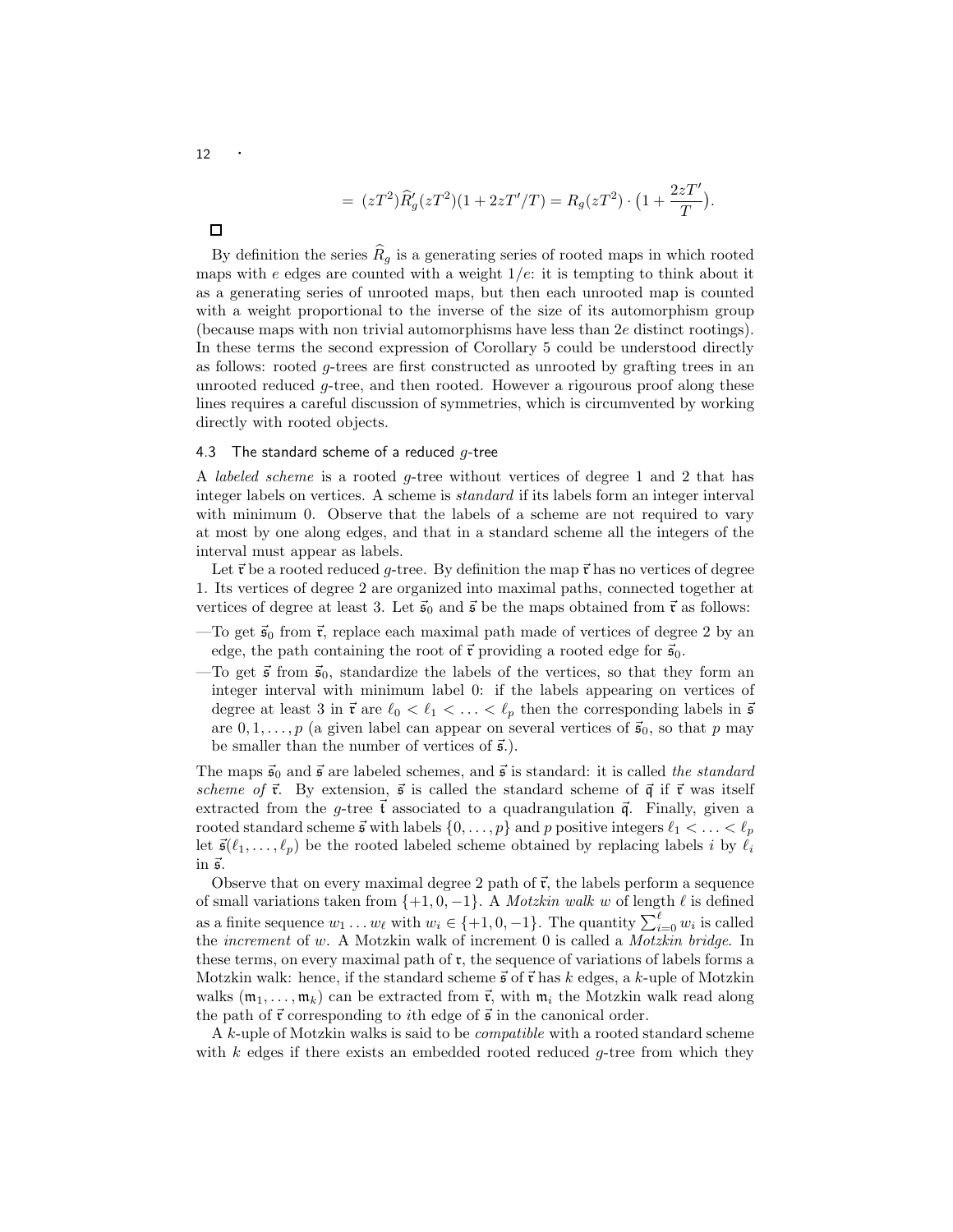$$= (zT^2)\widehat{R}'_g(zT^2)(1+2zT'/T) = R_g(zT^2)\cdot\big(1+\frac{2zT'}{T}\big).$$

□

By definition the series $\widehat{R}_g$ is a generating series of rooted maps in which rooted maps with $e$ edges are counted with a weight $1/e$: it is tempting to think about it as a generating series of unrooted maps, but then each unrooted map is counted with a weight proportional to the inverse of the size of its automorphism group (because maps with non trivial automorphisms have less than $2e$ distinct rootings). In these terms the second expression of Corollary 5 could be understood directly as follows: rooted $g$-trees are first constructed as unrooted by grafting trees in an unrooted reduced $g$-tree, and then rooted. However a rigourous proof along these lines requires a careful discussion of symmetries, which is circumvented by working directly with rooted objects.

### 4.3 The standard scheme of a reduced $g$-tree

A *labeled scheme* is a rooted $g$-tree without vertices of degree 1 and 2 that has integer labels on vertices. A scheme is *standard* if its labels form an integer interval with minimum 0. Observe that the labels of a scheme are not required to vary at most by one along edges, and that in a standard scheme all the integers of the interval must appear as labels.

Let $\vec{\mathfrak{r}}$ be a rooted reduced $g$-tree. By definition the map $\vec{\mathfrak{r}}$ has no vertices of degree 1. Its vertices of degree 2 are organized into maximal paths, connected together at vertices of degree at least 3. Let $\vec{\mathfrak{s}}_0$ and $\vec{\mathfrak{s}}$ be the maps obtained from $\vec{\mathfrak{r}}$ as follows:

—To get $\vec{\mathfrak{s}}_0$ from $\vec{\mathfrak{r}}$, replace each maximal path made of vertices of degree 2 by an edge, the path containing the root of $\vec{\mathfrak{r}}$ providing a rooted edge for $\vec{\mathfrak{s}}_0$.

—To get $\vec{\mathfrak{s}}$ from $\vec{\mathfrak{s}}_0$, standardize the labels of the vertices, so that they form an integer interval with minimum label 0: if the labels appearing on vertices of degree at least 3 in $\vec{\mathfrak{r}}$ are $\ell_0 < \ell_1 < \ldots < \ell_p$ then the corresponding labels in $\vec{\mathfrak{s}}$ are $0, 1, \ldots, p$ (a given label can appear on several vertices of $\vec{\mathfrak{s}}_0$, so that $p$ may be smaller than the number of vertices of $\vec{\mathfrak{s}}$.).

The maps $\vec{\mathfrak{s}}_0$ and $\vec{\mathfrak{s}}$ are labeled schemes, and $\vec{\mathfrak{s}}$ is standard: it is called *the standard scheme of* $\vec{\mathfrak{r}}$. By extension, $\vec{\mathfrak{s}}$ is called the standard scheme of $\vec{\mathfrak{q}}$ if $\vec{\mathfrak{r}}$ was itself extracted from the $g$-tree $\vec{\mathfrak{t}}$ associated to a quadrangulation $\vec{\mathfrak{q}}$. Finally, given a rooted standard scheme $\vec{\mathfrak{s}}$ with labels $\{0, \ldots, p\}$ and $p$ positive integers $\ell_1 < \ldots < \ell_p$ let $\vec{\mathfrak{s}}(\ell_1, \ldots, \ell_p)$ be the rooted labeled scheme obtained by replacing labels $i$ by $\ell_i$ in $\vec{\mathfrak{s}}$.

Observe that on every maximal degree 2 path of $\vec{\mathfrak{r}}$, the labels perform a sequence of small variations taken from $\{+1, 0, -1\}$. A *Motzkin walk* $w$ of length $\ell$ is defined as a finite sequence $w_1 \ldots w_\ell$ with $w_i \in \{+1, 0, -1\}$. The quantity $\sum_{i=0}^{\ell} w_i$ is called the *increment* of $w$. A Motzkin walk of increment 0 is called a *Motzkin bridge*. In these terms, on every maximal path of $\mathfrak{r}$, the sequence of variations of labels forms a Motzkin walk: hence, if the standard scheme $\vec{\mathfrak{s}}$ of $\vec{\mathfrak{r}}$ has $k$ edges, a $k$-uple of Motzkin walks $(\mathfrak{m}_1, \ldots, \mathfrak{m}_k)$ can be extracted from $\vec{\mathfrak{r}}$, with $\mathfrak{m}_i$ the Motzkin walk read along the path of $\vec{\mathfrak{r}}$ corresponding to $i$th edge of $\vec{\mathfrak{s}}$ in the canonical order.

A $k$-uple of Motzkin walks is said to be *compatible* with a rooted standard scheme with $k$ edges if there exists an embedded rooted reduced $g$-tree from which they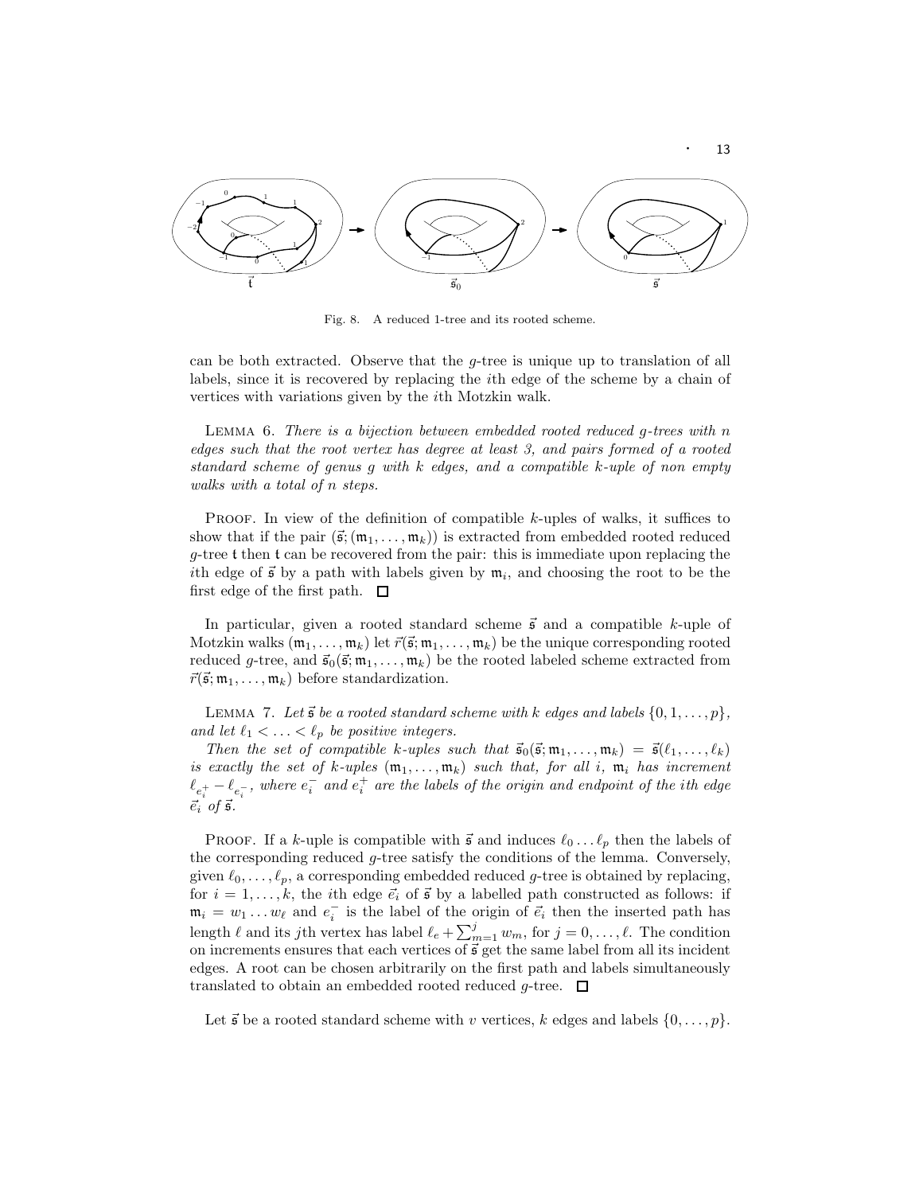Fig. 8. A reduced 1-tree and its rooted scheme.

can be both extracted. Observe that the $g$-tree is unique up to translation of all labels, since it is recovered by replacing the $i$th edge of the scheme by a chain of vertices with variations given by the $i$th Motzkin walk.

LEMMA 6. *There is a bijection between embedded rooted reduced $g$-trees with $n$ edges such that the root vertex has degree at least 3, and pairs formed of a rooted standard scheme of genus $g$ with $k$ edges, and a compatible $k$-uple of non empty walks with a total of $n$ steps.*

PROOF. In view of the definition of compatible $k$-uples of walks, it suffices to show that if the pair $(\vec{\mathfrak{s}}; (\mathfrak{m}_1, \ldots, \mathfrak{m}_k))$ is extracted from embedded rooted reduced $g$-tree $\mathfrak{t}$ then $\mathfrak{t}$ can be recovered from the pair: this is immediate upon replacing the $i$th edge of $\vec{\mathfrak{s}}$ by a path with labels given by $\mathfrak{m}_i$, and choosing the root to be the first edge of the first path. $\square$

In particular, given a rooted standard scheme $\vec{\mathfrak{s}}$ and a compatible $k$-uple of Motzkin walks $(\mathfrak{m}_1, \ldots, \mathfrak{m}_k)$ let $\vec{r}(\vec{\mathfrak{s}}; \mathfrak{m}_1, \ldots, \mathfrak{m}_k)$ be the unique corresponding rooted reduced $g$-tree, and $\vec{\mathfrak{s}}_0(\vec{\mathfrak{s}}; \mathfrak{m}_1, \ldots, \mathfrak{m}_k)$ be the rooted labeled scheme extracted from $\vec{r}(\vec{\mathfrak{s}}; \mathfrak{m}_1, \ldots, \mathfrak{m}_k)$ before standardization.

LEMMA 7. *Let $\vec{\mathfrak{s}}$ be a rooted standard scheme with $k$ edges and labels $\{0, 1, \ldots, p\}$, and let $\ell_1 < \ldots < \ell_p$ be positive integers.*

*Then the set of compatible $k$-uples such that $\vec{\mathfrak{s}}_0(\vec{\mathfrak{s}}; \mathfrak{m}_1, \ldots, \mathfrak{m}_k) = \vec{\mathfrak{s}}(\ell_1, \ldots, \ell_k)$ is exactly the set of $k$-uples $(\mathfrak{m}_1, \ldots, \mathfrak{m}_k)$ such that, for all $i$, $\mathfrak{m}_i$ has increment $\ell_{e_i^+} - \ell_{e_i^-}$, where $e_i^-$ and $e_i^+$ are the labels of the origin and endpoint of the $i$th edge $\vec{e_i}$ of $\vec{\mathfrak{s}}$.*

PROOF. If a $k$-uple is compatible with $\vec{\mathfrak{s}}$ and induces $\ell_0 \ldots \ell_p$ then the labels of the corresponding reduced $g$-tree satisfy the conditions of the lemma. Conversely, given $\ell_0, \ldots, \ell_p$, a corresponding embedded reduced $g$-tree is obtained by replacing, for $i = 1, \ldots, k$, the $i$th edge $\vec{e_i}$ of $\vec{\mathfrak{s}}$ by a labelled path constructed as follows: if $\mathfrak{m}_i = w_1 \ldots w_\ell$ and $e_i^-$ is the label of the origin of $\vec{e_i}$ then the inserted path has length $\ell$ and its $j$th vertex has label $\ell_e + \sum_{m=1}^{j} w_m$, for $j = 0, \ldots, \ell$. The condition on increments ensures that each vertices of $\vec{\mathfrak{s}}$ get the same label from all its incident edges. A root can be chosen arbitrarily on the first path and labels simultaneously translated to obtain an embedded rooted reduced $g$-tree. $\square$

Let $\vec{\mathfrak{s}}$ be a rooted standard scheme with $v$ vertices, $k$ edges and labels $\{0, \ldots, p\}$.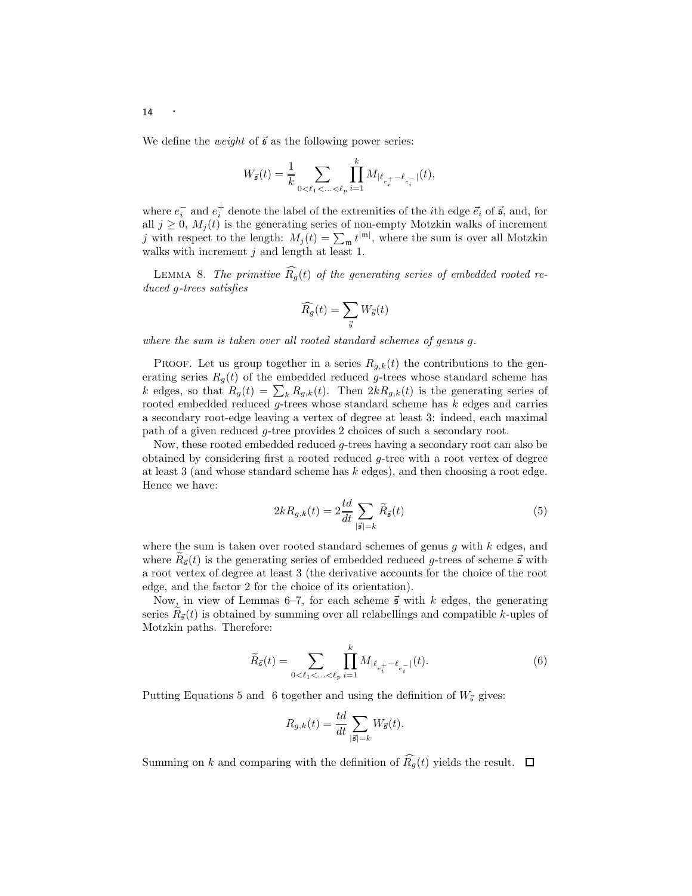We define the *weight* of $\vec{\mathfrak{s}}$ as the following power series:

$$W_{\vec{\mathfrak{s}}}(t) = \frac{1}{k} \sum_{0<\ell_1<\ldots<\ell_p} \prod_{i=1}^{k} M_{|\ell_{e_i^+} - \ell_{e_i^-}|}(t),$$

where $e_i^-$ and $e_i^+$ denote the label of the extremities of the $i$th edge $\vec{e}_i$ of $\vec{\mathfrak{s}}$, and, for all $j \geq 0$, $M_j(t)$ is the generating series of non-empty Motzkin walks of increment $j$ with respect to the length: $M_j(t) = \sum_{\mathfrak{m}} t^{|\mathfrak{m}|}$, where the sum is over all Motzkin walks with increment $j$ and length at least 1.

Lemma 8. *The primitive $\widehat{R_g}(t)$ of the generating series of embedded rooted reduced $g$-trees satisfies*

$$\widehat{R_g}(t) = \sum_{\vec{\mathfrak{s}}} W_{\vec{\mathfrak{s}}}(t)$$

*where the sum is taken over all rooted standard schemes of genus $g$.*

Proof. Let us group together in a series $R_{g,k}(t)$ the contributions to the generating series $R_g(t)$ of the embedded reduced $g$-trees whose standard scheme has $k$ edges, so that $R_g(t) = \sum_k R_{g,k}(t)$. Then $2kR_{g,k}(t)$ is the generating series of rooted embedded reduced $g$-trees whose standard scheme has $k$ edges and carries a secondary root-edge leaving a vertex of degree at least 3: indeed, each maximal path of a given reduced $g$-tree provides 2 choices of such a secondary root.

Now, these rooted embedded reduced $g$-trees having a secondary root can also be obtained by considering first a rooted reduced $g$-tree with a root vertex of degree at least 3 (and whose standard scheme has $k$ edges), and then choosing a root edge. Hence we have:

$$2kR_{g,k}(t) = 2\frac{td}{dt} \sum_{|\vec{\mathfrak{s}}|=k} \widetilde{R}_{\vec{\mathfrak{s}}}(t) \tag{5}$$

where the sum is taken over rooted standard schemes of genus $g$ with $k$ edges, and where $\widetilde{R}_{\vec{\mathfrak{s}}}(t)$ is the generating series of embedded reduced $g$-trees of scheme $\vec{\mathfrak{s}}$ with a root vertex of degree at least 3 (the derivative accounts for the choice of the root edge, and the factor 2 for the choice of its orientation).

Now, in view of Lemmas 6–7, for each scheme $\vec{\mathfrak{s}}$ with $k$ edges, the generating series $\widetilde{R}_{\vec{\mathfrak{s}}}(t)$ is obtained by summing over all relabellings and compatible $k$-uples of Motzkin paths. Therefore:

$$\widetilde{R}_{\vec{\mathfrak{s}}}(t) = \sum_{0<\ell_1<\ldots<\ell_p} \prod_{i=1}^{k} M_{|\ell_{e_i^+} - \ell_{e_i^-}|}(t). \tag{6}$$

Putting Equations 5 and 6 together and using the definition of $W_{\vec{\mathfrak{s}}}$ gives:

$$R_{g,k}(t) = \frac{td}{dt} \sum_{|\vec{\mathfrak{s}}|=k} W_{\vec{\mathfrak{s}}}(t).$$

Summing on $k$ and comparing with the definition of $\widehat{R_g}(t)$ yields the result. ☐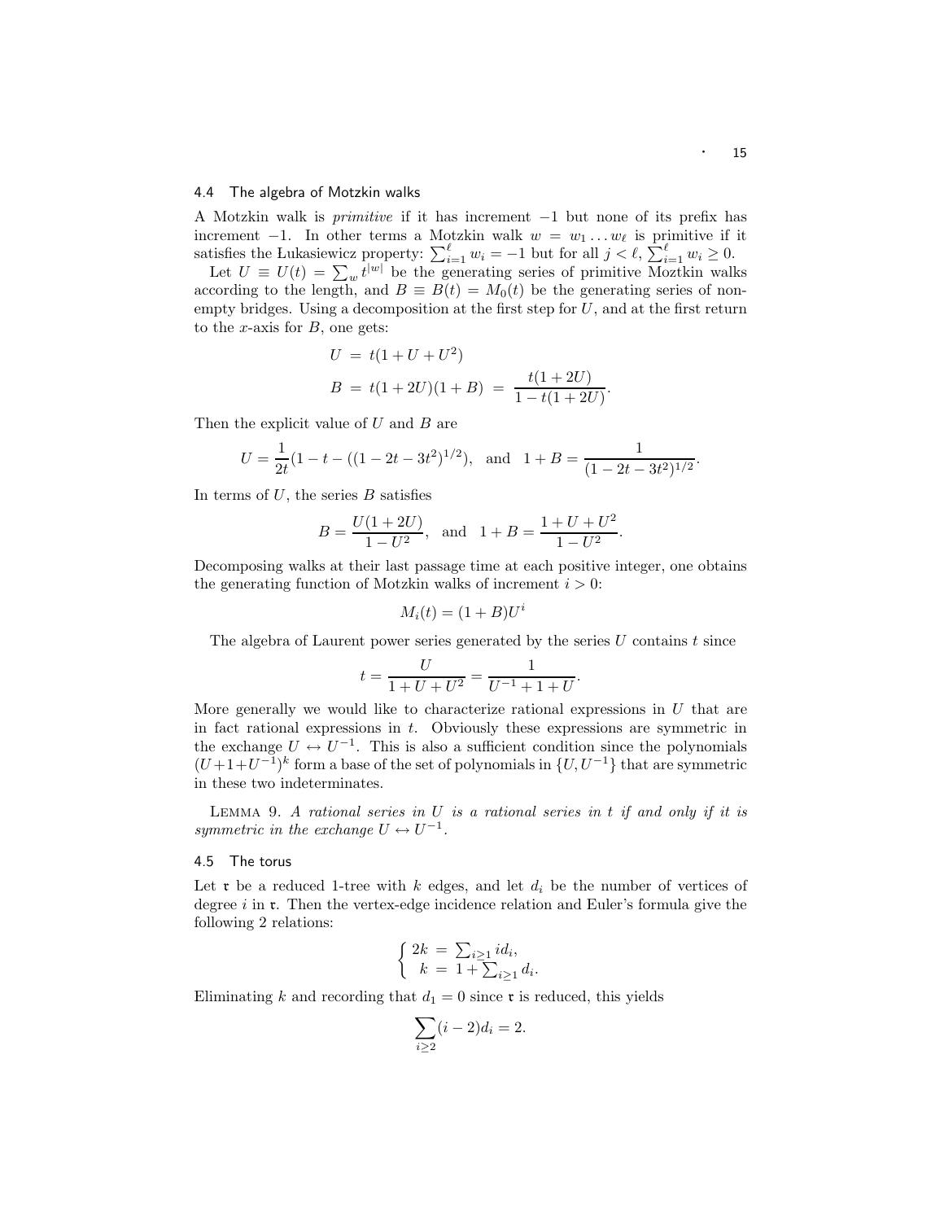### 4.4 The algebra of Motzkin walks

A Motzkin walk is *primitive* if it has increment $-1$ but none of its prefix has increment $-1$. In other terms a Motzkin walk $w = w_1 \dots w_\ell$ is primitive if it satisfies the Łukasiewicz property: $\sum_{i=1}^{\ell} w_i = -1$ but for all $j < \ell$, $\sum_{i=1}^{\ell} w_i \geq 0$.

Let $U \equiv U(t) = \sum_w t^{|w|}$ be the generating series of primitive Moztkin walks according to the length, and $B \equiv B(t) = M_0(t)$ be the generating series of non-empty bridges. Using a decomposition at the first step for $U$, and at the first return to the $x$-axis for $B$, one gets:

$$U = t(1 + U + U^2)$$

$$B = t(1 + 2U)(1 + B) = \frac{t(1 + 2U)}{1 - t(1 + 2U)}.$$

Then the explicit value of $U$ and $B$ are

$$U = \frac{1}{2t}(1 - t - ((1 - 2t - 3t^2)^{1/2}), \quad \text{and} \quad 1 + B = \frac{1}{(1 - 2t - 3t^2)^{1/2}}.$$

In terms of $U$, the series $B$ satisfies

$$B = \frac{U(1 + 2U)}{1 - U^2}, \quad \text{and} \quad 1 + B = \frac{1 + U + U^2}{1 - U^2}.$$

Decomposing walks at their last passage time at each positive integer, one obtains the generating function of Motzkin walks of increment $i > 0$:

$$M_i(t) = (1 + B)U^i$$

The algebra of Laurent power series generated by the series $U$ contains $t$ since

$$t = \frac{U}{1 + U + U^2} = \frac{1}{U^{-1} + 1 + U}.$$

More generally we would like to characterize rational expressions in $U$ that are in fact rational expressions in $t$. Obviously these expressions are symmetric in the exchange $U \leftrightarrow U^{-1}$. This is also a sufficient condition since the polynomials $(U + 1 + U^{-1})^k$ form a base of the set of polynomials in $\{U, U^{-1}\}$ that are symmetric in these two indeterminates.

Lemma 9. *A rational series in $U$ is a rational series in $t$ if and only if it is symmetric in the exchange $U \leftrightarrow U^{-1}$.*

### 4.5 The torus

Let $\mathfrak{r}$ be a reduced 1-tree with $k$ edges, and let $d_i$ be the number of vertices of degree $i$ in $\mathfrak{r}$. Then the vertex-edge incidence relation and Euler's formula give the following 2 relations:

$$\begin{cases} 2k = \sum_{i \geq 1} i d_i, \\ \ \ k = 1 + \sum_{i \geq 1} d_i. \end{cases}$$

Eliminating $k$ and recording that $d_1 = 0$ since $\mathfrak{r}$ is reduced, this yields

$$\sum_{i \geq 2} (i - 2) d_i = 2.$$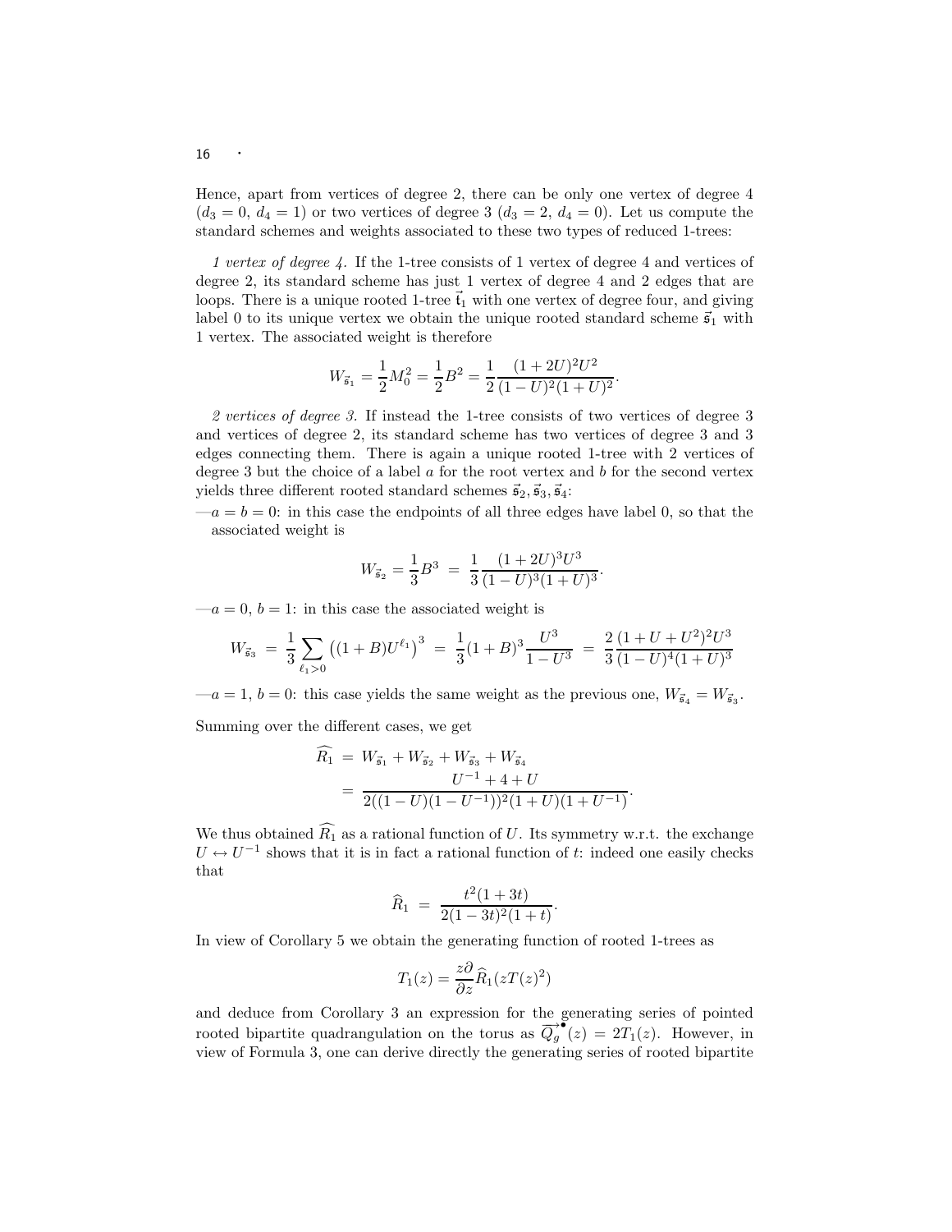Hence, apart from vertices of degree 2, there can be only one vertex of degree 4 ($d_3 = 0$, $d_4 = 1$) or two vertices of degree 3 ($d_3 = 2$, $d_4 = 0$). Let us compute the standard schemes and weights associated to these two types of reduced 1-trees:

*1 vertex of degree 4.* If the 1-tree consists of 1 vertex of degree 4 and vertices of degree 2, its standard scheme has just 1 vertex of degree 4 and 2 edges that are loops. There is a unique rooted 1-tree $\vec{\mathfrak{t}}_1$ with one vertex of degree four, and giving label 0 to its unique vertex we obtain the unique rooted standard scheme $\vec{\mathfrak{s}}_1$ with 1 vertex. The associated weight is therefore

$$W_{\vec{\mathfrak{s}}_1} = \frac{1}{2}M_0^2 = \frac{1}{2}B^2 = \frac{1}{2}\frac{(1+2U)^2U^2}{(1-U)^2(1+U)^2}.$$

*2 vertices of degree 3.* If instead the 1-tree consists of two vertices of degree 3 and vertices of degree 2, its standard scheme has two vertices of degree 3 and 3 edges connecting them. There is again a unique rooted 1-tree with 2 vertices of degree 3 but the choice of a label $a$ for the root vertex and $b$ for the second vertex yields three different rooted standard schemes $\vec{\mathfrak{s}}_2, \vec{\mathfrak{s}}_3, \vec{\mathfrak{s}}_4$:

—$a = b = 0$: in this case the endpoints of all three edges have label 0, so that the associated weight is

$$W_{\vec{\mathfrak{s}}_2} = \frac{1}{3}B^3 \;=\; \frac{1}{3}\frac{(1+2U)^3U^3}{(1-U)^3(1+U)^3}.$$

—$a = 0$, $b = 1$: in this case the associated weight is

$$W_{\vec{\mathfrak{s}}_3} \;=\; \frac{1}{3}\sum_{\ell_1>0}\left((1+B)U^{\ell_1}\right)^3 \;=\; \frac{1}{3}(1+B)^3\frac{U^3}{1-U^3} \;=\; \frac{2}{3}\frac{(1+U+U^2)^2U^3}{(1-U)^4(1+U)^3}$$

—$a = 1$, $b = 0$: this case yields the same weight as the previous one, $W_{\vec{\mathfrak{s}}_4} = W_{\vec{\mathfrak{s}}_3}$.

Summing over the different cases, we get

$$\begin{aligned}\widehat{R_1} \;&=\; W_{\vec{\mathfrak{s}}_1} + W_{\vec{\mathfrak{s}}_2} + W_{\vec{\mathfrak{s}}_3} + W_{\vec{\mathfrak{s}}_4}\\ &=\; \frac{U^{-1}+4+U}{2((1-U)(1-U^{-1}))^2(1+U)(1+U^{-1})}.\end{aligned}$$

We thus obtained $\widehat{R_1}$ as a rational function of $U$. Its symmetry w.r.t. the exchange $U \leftrightarrow U^{-1}$ shows that it is in fact a rational function of $t$: indeed one easily checks that

$$\widehat{R}_1 \;=\; \frac{t^2(1+3t)}{2(1-3t)^2(1+t)}.$$

In view of Corollary 5 we obtain the generating function of rooted 1-trees as

$$T_1(z) = \frac{z\partial}{\partial z}\widehat{R}_1(zT(z)^2)$$

and deduce from Corollary 3 an expression for the generating series of pointed rooted bipartite quadrangulation on the torus as $\overrightarrow{Q_g}^{\bullet}(z) = 2T_1(z)$. However, in view of Formula 3, one can derive directly the generating series of rooted bipartite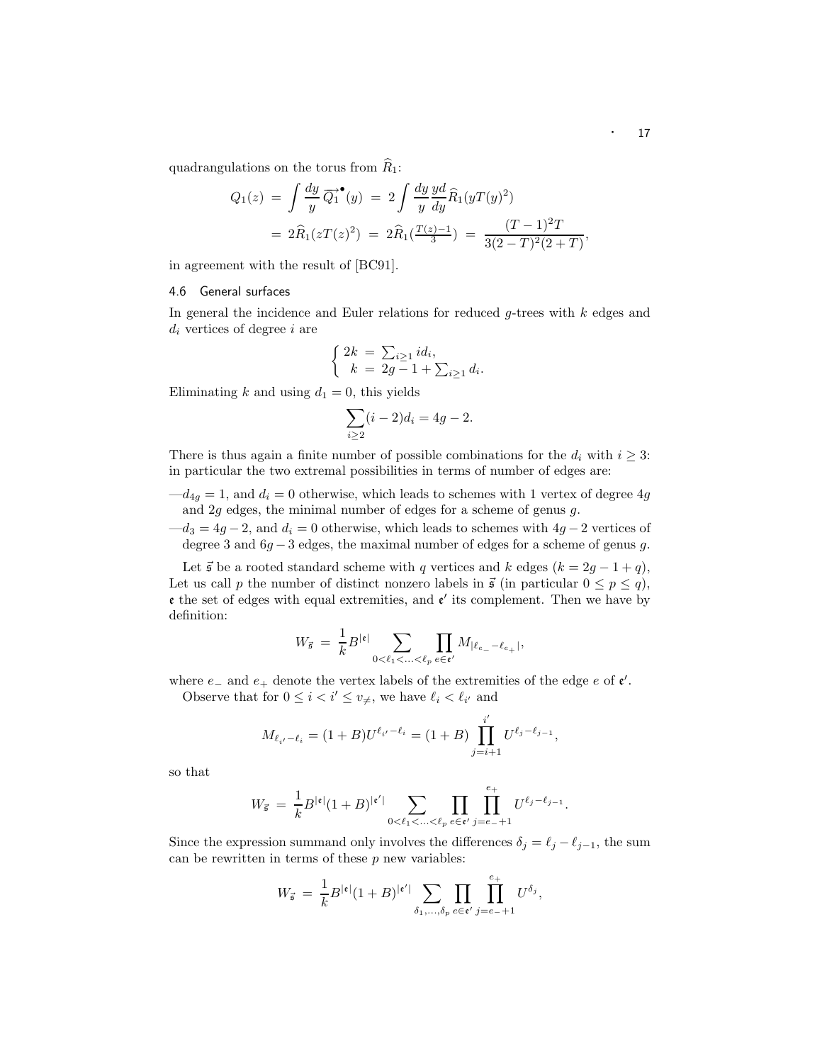quadrangulations on the torus from $\widehat{R}_1$:

$$
\begin{aligned}
Q_1(z) \;&=\; \int \frac{dy}{y}\,\overrightarrow{Q_1}^{\bullet}(y) \;=\; 2\int \frac{dy}{y}\frac{yd}{dy}\widehat{R}_1(yT(y)^2) \\
&=\; 2\widehat{R}_1(zT(z)^2) \;=\; 2\widehat{R}_1(\tfrac{T(z)-1}{3}) \;=\; \frac{(T-1)^2T}{3(2-T)^2(2+T)},
\end{aligned}
$$

in agreement with the result of [BC91].

### 4.6 General surfaces

In general the incidence and Euler relations for reduced $g$-trees with $k$ edges and $d_i$ vertices of degree $i$ are

$$
\left\{ \begin{array}{l} 2k \;=\; \sum_{i\geq 1} i d_i, \\ \;\;k \;=\; 2g-1+\sum_{i\geq 1} d_i. \end{array} \right.
$$

Eliminating $k$ and using $d_1 = 0$, this yields

$$
\sum_{i\geq 2}(i-2)d_i = 4g-2.
$$

There is thus again a finite number of possible combinations for the $d_i$ with $i \geq 3$: in particular the two extremal possibilities in terms of number of edges are:

—$d_{4g} = 1$, and $d_i = 0$ otherwise, which leads to schemes with 1 vertex of degree $4g$ and $2g$ edges, the minimal number of edges for a scheme of genus $g$.

—$d_3 = 4g-2$, and $d_i = 0$ otherwise, which leads to schemes with $4g-2$ vertices of degree 3 and $6g-3$ edges, the maximal number of edges for a scheme of genus $g$.

Let $\vec{\mathfrak{s}}$ be a rooted standard scheme with $q$ vertices and $k$ edges ($k = 2g-1+q$), Let us call $p$ the number of distinct nonzero labels in $\vec{\mathfrak{s}}$ (in particular $0 \leq p \leq q$), $\mathfrak{e}$ the set of edges with equal extremities, and $\mathfrak{e}'$ its complement. Then we have by definition:

$$
W_{\vec{\mathfrak{s}}} \;=\; \frac{1}{k}B^{|\mathfrak{e}|}\sum_{0<\ell_1<\ldots<\ell_p}\prod_{e\in\mathfrak{e}'}M_{|\ell_{e_-}-\ell_{e_+}|},
$$

where $e_-$ and $e_+$ denote the vertex labels of the extremities of the edge $e$ of $\mathfrak{e}'$.

Observe that for $0 \leq i < i' \leq v_{\neq}$, we have $\ell_i < \ell_{i'}$ and

$$
M_{\ell_{i'}-\ell_i} = (1+B)U^{\ell_{i'}-\ell_i} = (1+B)\prod_{j=i+1}^{i'}U^{\ell_j-\ell_{j-1}},
$$

so that

$$
W_{\vec{\mathfrak{s}}} \;=\; \frac{1}{k}B^{|\mathfrak{e}|}(1+B)^{|\mathfrak{e}'|}\sum_{0<\ell_1<\ldots<\ell_p}\prod_{e\in\mathfrak{e}'}\prod_{j=e_-+1}^{e_+}U^{\ell_j-\ell_{j-1}}.
$$

Since the expression summand only involves the differences $\delta_j = \ell_j - \ell_{j-1}$, the sum can be rewritten in terms of these $p$ new variables:

$$
W_{\vec{\mathfrak{s}}} \;=\; \frac{1}{k}B^{|\mathfrak{e}|}(1+B)^{|\mathfrak{e}'|}\sum_{\delta_1,\ldots,\delta_p}\prod_{e\in\mathfrak{e}'}\prod_{j=e_-+1}^{e_+}U^{\delta_j},
$$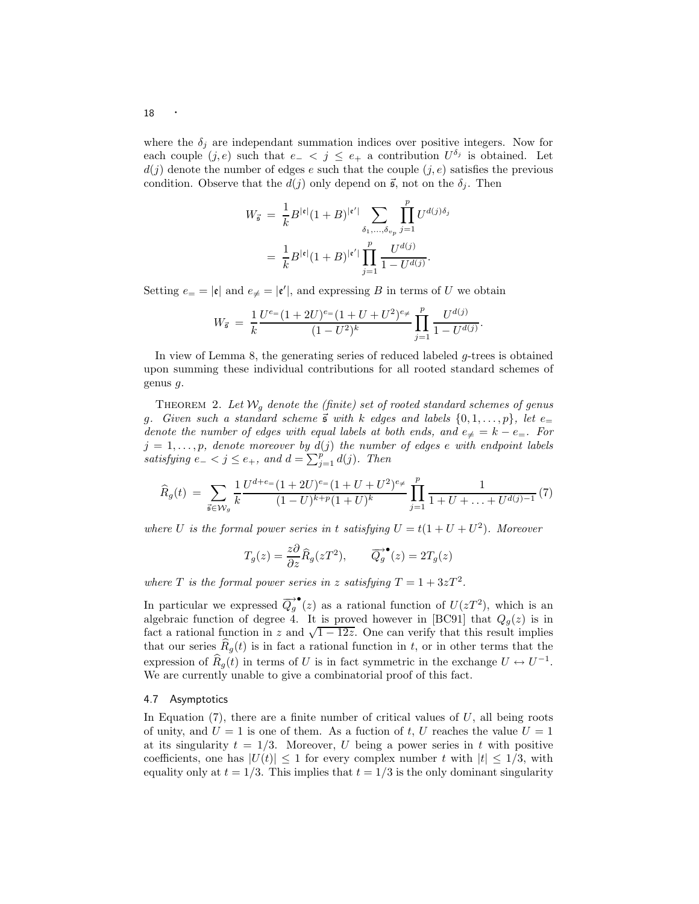where the $\delta_j$ are independant summation indices over positive integers. Now for each couple $(j, e)$ such that $e_- < j \leq e_+$ a contribution $U^{\delta_j}$ is obtained. Let $d(j)$ denote the number of edges $e$ such that the couple $(j, e)$ satisfies the previous condition. Observe that the $d(j)$ only depend on $\vec{\mathfrak{s}}$, not on the $\delta_j$. Then

$$
\begin{aligned}
W_{\vec{\mathfrak{s}}} &= \frac{1}{k} B^{|\mathfrak{e}|}(1+B)^{|\mathfrak{e}'|} \sum_{\delta_1,\ldots,\delta_{v_p}} \prod_{j=1}^{p} U^{d(j)\delta_j} \\
&= \frac{1}{k} B^{|\mathfrak{e}|}(1+B)^{|\mathfrak{e}'|} \prod_{j=1}^{p} \frac{U^{d(j)}}{1-U^{d(j)}}.
\end{aligned}
$$

Setting $e_= = |\mathfrak{e}|$ and $e_{\neq} = |\mathfrak{e}'|$, and expressing $B$ in terms of $U$ we obtain

$$
W_{\vec{\mathfrak{s}}} = \frac{1}{k} \frac{U^{e_=}(1+2U)^{e_=}(1+U+U^2)^{e_{\neq}}}{(1-U^2)^k} \prod_{j=1}^{p} \frac{U^{d(j)}}{1-U^{d(j)}}.
$$

In view of Lemma 8, the generating series of reduced labeled $g$-trees is obtained upon summing these individual contributions for all rooted standard schemes of genus $g$.

THEOREM 2. *Let $\mathcal{W}_g$ denote the (finite) set of rooted standard schemes of genus $g$. Given such a standard scheme $\vec{\mathfrak{s}}$ with $k$ edges and labels $\{0, 1, \ldots, p\}$, let $e_=$ denote the number of edges with equal labels at both ends, and $e_{\neq} = k - e_=$. For $j = 1, \ldots, p$, denote moreover by $d(j)$ the number of edges $e$ with endpoint labels satisfying $e_- < j \leq e_+$, and $d = \sum_{j=1}^{p} d(j)$. Then*

$$
\widehat{R}_g(t) = \sum_{\vec{\mathfrak{s}} \in \mathcal{W}_g} \frac{1}{k} \frac{U^{d+e_=}(1+2U)^{e_=}(1+U+U^2)^{e_{\neq}}}{(1-U)^{k+p}(1+U)^k} \prod_{j=1}^{p} \frac{1}{1+U+\ldots+U^{d(j)-1}} \quad (7)
$$

*where $U$ is the formal power series in $t$ satisfying $U = t(1+U+U^2)$. Moreover*

$$
T_g(z) = \frac{z\partial}{\partial z} \widehat{R}_g(zT^2), \qquad \overrightarrow{Q_g}^{\bullet}(z) = 2T_g(z)
$$

*where $T$ is the formal power series in $z$ satisfying $T = 1 + 3zT^2$.*

In particular we expressed $\overrightarrow{Q_g}^{\bullet}(z)$ as a rational function of $U(zT^2)$, which is an algebraic function of degree 4. It is proved however in [BC91] that $Q_g(z)$ is in fact a rational function in $z$ and $\sqrt{1-12z}$. One can verify that this result implies that our series $\widehat{R}_g(t)$ is in fact a rational function in $t$, or in other terms that the expression of $\widehat{R}_g(t)$ in terms of $U$ is in fact symmetric in the exchange $U \leftrightarrow U^{-1}$. We are currently unable to give a combinatorial proof of this fact.

### 4.7 Asymptotics

In Equation (7), there are a finite number of critical values of $U$, all being roots of unity, and $U = 1$ is one of them. As a fuction of $t$, $U$ reaches the value $U = 1$ at its singularity $t = 1/3$. Moreover, $U$ being a power series in $t$ with positive coefficients, one has $|U(t)| \leq 1$ for every complex number $t$ with $|t| \leq 1/3$, with equality only at $t = 1/3$. This implies that $t = 1/3$ is the only dominant singularity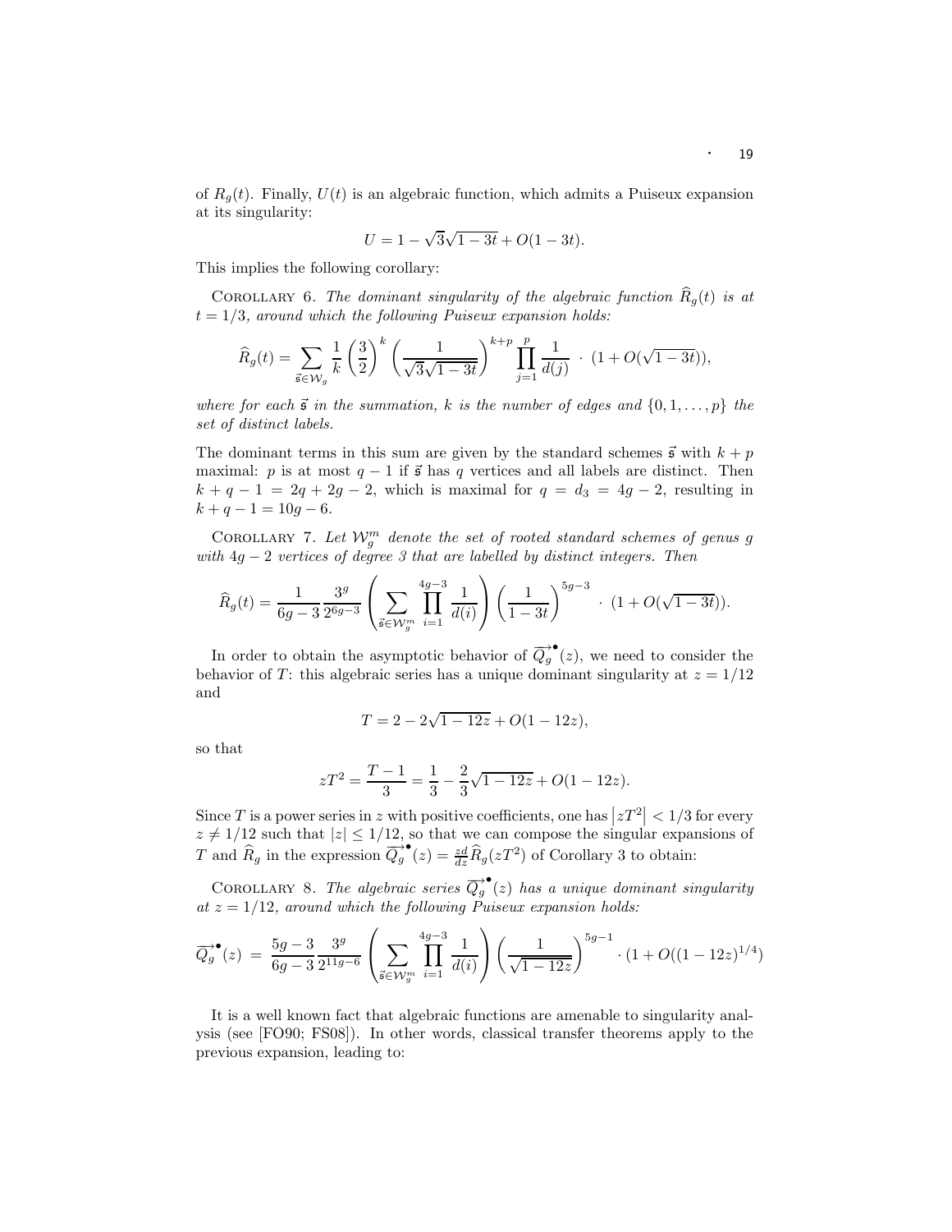of $R_g(t)$. Finally, $U(t)$ is an algebraic function, which admits a Puiseux expansion at its singularity:

$$U = 1 - \sqrt{3}\sqrt{1-3t} + O(1-3t).$$

This implies the following corollary:

COROLLARY 6. *The dominant singularity of the algebraic function $\widehat{R}_g(t)$ is at $t = 1/3$, around which the following Puiseux expansion holds:*

$$\widehat{R}_g(t) = \sum_{\vec{\mathfrak{s}} \in \mathcal{W}_g} \frac{1}{k} \left(\frac{3}{2}\right)^k \left(\frac{1}{\sqrt{3}\sqrt{1-3t}}\right)^{k+p} \prod_{j=1}^{p} \frac{1}{d(j)} \cdot (1 + O(\sqrt{1-3t})),$$

*where for each $\vec{\mathfrak{s}}$ in the summation, $k$ is the number of edges and $\{0, 1, \ldots, p\}$ the set of distinct labels.*

The dominant terms in this sum are given by the standard schemes $\vec{\mathfrak{s}}$ with $k + p$ maximal: $p$ is at most $q - 1$ if $\vec{\mathfrak{s}}$ has $q$ vertices and all labels are distinct. Then $k + q - 1 = 2q + 2g - 2$, which is maximal for $q = d_3 = 4g - 2$, resulting in $k + q - 1 = 10g - 6$.

COROLLARY 7. *Let $\mathcal{W}_g^m$ denote the set of rooted standard schemes of genus $g$ with $4g - 2$ vertices of degree 3 that are labelled by distinct integers. Then*

$$\widehat{R}_g(t) = \frac{1}{6g-3} \frac{3^g}{2^{6g-3}} \left( \sum_{\vec{\mathfrak{s}} \in \mathcal{W}_g^m} \prod_{i=1}^{4g-3} \frac{1}{d(i)} \right) \left(\frac{1}{1-3t}\right)^{5g-3} \cdot (1 + O(\sqrt{1-3t})).$$

In order to obtain the asymptotic behavior of $\overrightarrow{Q}_g^{\bullet}(z)$, we need to consider the behavior of $T$: this algebraic series has a unique dominant singularity at $z = 1/12$ and

$$T = 2 - 2\sqrt{1-12z} + O(1-12z),$$

so that

$$zT^2 = \frac{T-1}{3} = \frac{1}{3} - \frac{2}{3}\sqrt{1-12z} + O(1-12z).$$

Since $T$ is a power series in $z$ with positive coefficients, one has $\left|zT^2\right| < 1/3$ for every $z \neq 1/12$ such that $|z| \leq 1/12$, so that we can compose the singular expansions of $T$ and $\widehat{R}_g$ in the expression $\overrightarrow{Q}_g^{\bullet}(z) = \frac{zd}{dz}\widehat{R}_g(zT^2)$ of Corollary 3 to obtain:

COROLLARY 8. *The algebraic series $\overrightarrow{Q}_g^{\bullet}(z)$ has a unique dominant singularity at $z = 1/12$, around which the following Puiseux expansion holds:*

$$\overrightarrow{Q}_g^{\bullet}(z) \;=\; \frac{5g-3}{6g-3} \frac{3^g}{2^{11g-6}} \left( \sum_{\vec{\mathfrak{s}} \in \mathcal{W}_g^m} \prod_{i=1}^{4g-3} \frac{1}{d(i)} \right) \left(\frac{1}{\sqrt{1-12z}}\right)^{5g-1} \cdot (1 + O((1-12z)^{1/4})$$

It is a well known fact that algebraic functions are amenable to singularity analysis (see [FO90; FS08]). In other words, classical transfer theorems apply to the previous expansion, leading to: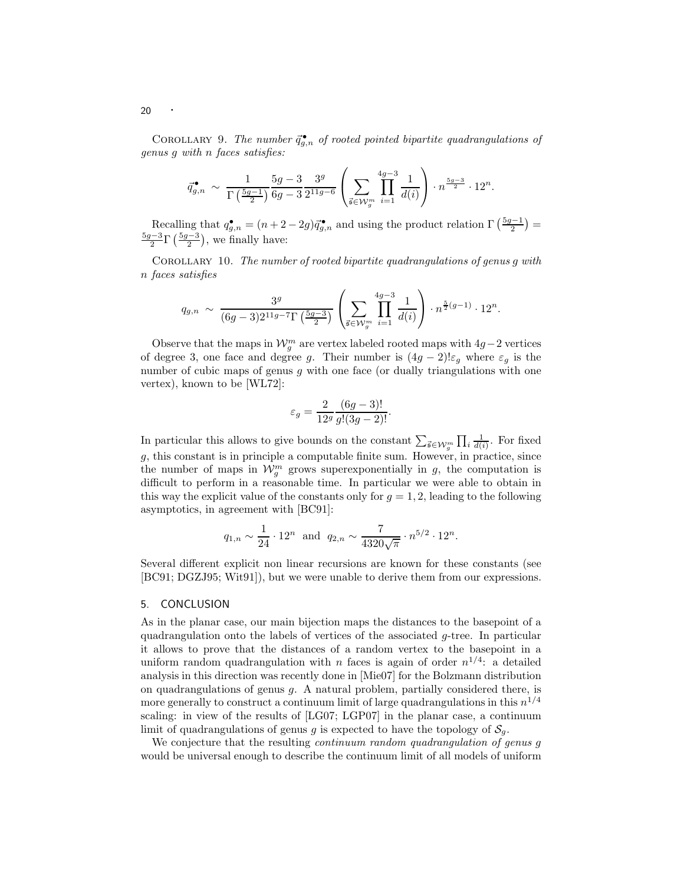COROLLARY 9. *The number $\vec{q}^{\bullet}_{g,n}$ of rooted pointed bipartite quadrangulations of genus $g$ with $n$ faces satisfies:*

$$\vec{q}^{\bullet}_{g,n} \sim \frac{1}{\Gamma\left(\frac{5g-1}{2}\right)} \frac{5g-3}{6g-3} \frac{3^g}{2^{11g-6}} \left( \sum_{\vec{s} \in \mathcal{W}_g^m} \prod_{i=1}^{4g-3} \frac{1}{d(i)} \right) \cdot n^{\frac{5g-3}{2}} \cdot 12^n.$$

Recalling that $q^{\bullet}_{g,n} = (n+2-2g)\vec{q}^{\bullet}_{g,n}$ and using the product relation $\Gamma\left(\frac{5g-1}{2}\right) = \frac{5g-3}{2}\Gamma\left(\frac{5g-3}{2}\right)$, we finally have:

COROLLARY 10. *The number of rooted bipartite quadrangulations of genus $g$ with $n$ faces satisfies*

$$q_{g,n} \sim \frac{3^g}{(6g-3)2^{11g-7}\Gamma\left(\frac{5g-3}{2}\right)} \left( \sum_{\vec{s} \in \mathcal{W}_g^m} \prod_{i=1}^{4g-3} \frac{1}{d(i)} \right) \cdot n^{\frac{5}{2}(g-1)} \cdot 12^n.$$

Observe that the maps in $\mathcal{W}_g^m$ are vertex labeled rooted maps with $4g-2$ vertices of degree 3, one face and degree $g$. Their number is $(4g-2)!\varepsilon_g$ where $\varepsilon_g$ is the number of cubic maps of genus $g$ with one face (or dually triangulations with one vertex), known to be [WL72]:

$$\varepsilon_g = \frac{2}{12^g} \frac{(6g-3)!}{g!(3g-2)!}.$$

In particular this allows to give bounds on the constant $\sum_{\vec{s} \in \mathcal{W}_g^m} \prod_i \frac{1}{d(i)}$. For fixed $g$, this constant is in principle a computable finite sum. However, in practice, since the number of maps in $\mathcal{W}_g^m$ grows superexponentially in $g$, the computation is difficult to perform in a reasonable time. In particular we were able to obtain in this way the explicit value of the constants only for $g = 1, 2$, leading to the following asymptotics, in agreement with [BC91]:

$$q_{1,n} \sim \frac{1}{24} \cdot 12^n \;\text{ and }\; q_{2,n} \sim \frac{7}{4320\sqrt{\pi}} \cdot n^{5/2} \cdot 12^n.$$

Several different explicit non linear recursions are known for these constants (see [BC91; DGZJ95; Wit91]), but we were unable to derive them from our expressions.

## 5. CONCLUSION

As in the planar case, our main bijection maps the distances to the basepoint of a quadrangulation onto the labels of vertices of the associated $g$-tree. In particular it allows to prove that the distances of a random vertex to the basepoint in a uniform random quadrangulation with $n$ faces is again of order $n^{1/4}$: a detailed analysis in this direction was recently done in [Mie07] for the Bolzmann distribution on quadrangulations of genus $g$. A natural problem, partially considered there, is more generally to construct a continuum limit of large quadrangulations in this $n^{1/4}$ scaling: in view of the results of [LG07; LGP07] in the planar case, a continuum limit of quadrangulations of genus $g$ is expected to have the topology of $\mathcal{S}_g$.

We conjecture that the resulting *continuum random quadrangulation of genus g* would be universal enough to describe the continuum limit of all models of uniform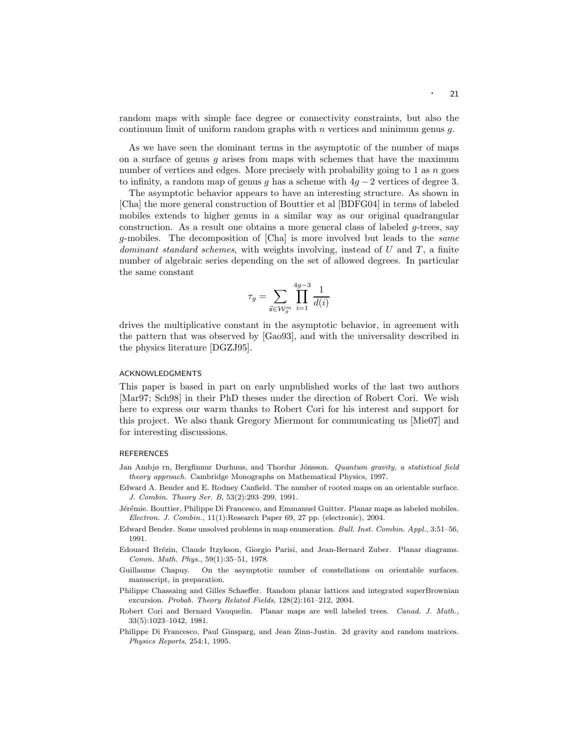random maps with simple face degree or connectivity constraints, but also the continuum limit of uniform random graphs with $n$ vertices and minimum genus $g$.

As we have seen the dominant terms in the asymptotic of the number of maps on a surface of genus $g$ arises from maps with schemes that have the maximum number of vertices and edges. More precisely with probability going to 1 as $n$ goes to infinity, a random map of genus $g$ has a scheme with $4g-2$ vertices of degree 3.

The asymptotic behavior appears to have an interesting structure. As shown in [Cha] the more general construction of Bouttier et al [BDFG04] in terms of labeled mobiles extends to higher genus in a similar way as our original quadrangular construction. As a result one obtains a more general class of labeled $g$-trees, say $g$-mobiles. The decomposition of [Cha] is more involved but leads to the *same dominant standard schemes*, with weights involving, instead of $U$ and $T$, a finite number of algebraic series depending on the set of allowed degrees. In particular the same constant

$$\tau_g = \sum_{\vec{\mathfrak{s}} \in \mathcal{W}_g^m} \prod_{i=1}^{4g-3} \frac{1}{d(i)}$$

drives the multiplicative constant in the asymptotic behavior, in agreement with the pattern that was observed by [Gao93], and with the universality described in the physics literature [DGZJ95].

## ACKNOWLEDGMENTS

This paper is based in part on early unpublished works of the last two authors [Mar97; Sch98] in their PhD theses under the direction of Robert Cori. We wish here to express our warm thanks to Robert Cori for his interest and support for this project. We also thank Gregory Miermont for communicating us [Mie07] and for interesting discussions.

## REFERENCES

Jan Ambjø rn, Bergfinnur Durhuus, and Thordur Jónsson. *Quantum gravity, a statistical field theory approach.* Cambridge Monographs on Mathematical Physics, 1997.

Edward A. Bender and E. Rodney Canfield. The number of rooted maps on an orientable surface. *J. Combin. Theory Ser. B*, 53(2):293–299, 1991.

Jérémie. Bouttier, Philippe Di Francesco, and Emmanuel Guitter. Planar maps as labeled mobiles. *Electron. J. Combin.*, 11(1):Research Paper 69, 27 pp. (electronic), 2004.

Edward Bender. Some unsolved problems in map enumeration. *Bull. Inst. Combin. Appl.*, 3:51–56, 1991.

Edouard Brézin, Claude Itzykson, Giorgio Parisi, and Jean-Bernard Zuber. Planar diagrams. *Comm. Math. Phys.*, 59(1):35–51, 1978.

Guillaume Chapuy. On the asymptotic number of constellations on orientable surfaces. manuscript, in preparation.

Philippe Chassaing and Gilles Schaeffer. Random planar lattices and integrated superBrownian excursion. *Probab. Theory Related Fields*, 128(2):161–212, 2004.

Robert Cori and Bernard Vauquelin. Planar maps are well labeled trees. *Canad. J. Math.*, 33(5):1023–1042, 1981.

Philippe Di Francesco, Paul Ginsparg, and Jean Zinn-Justin. 2d gravity and random matrices. *Physics Reports*, 254:1, 1995.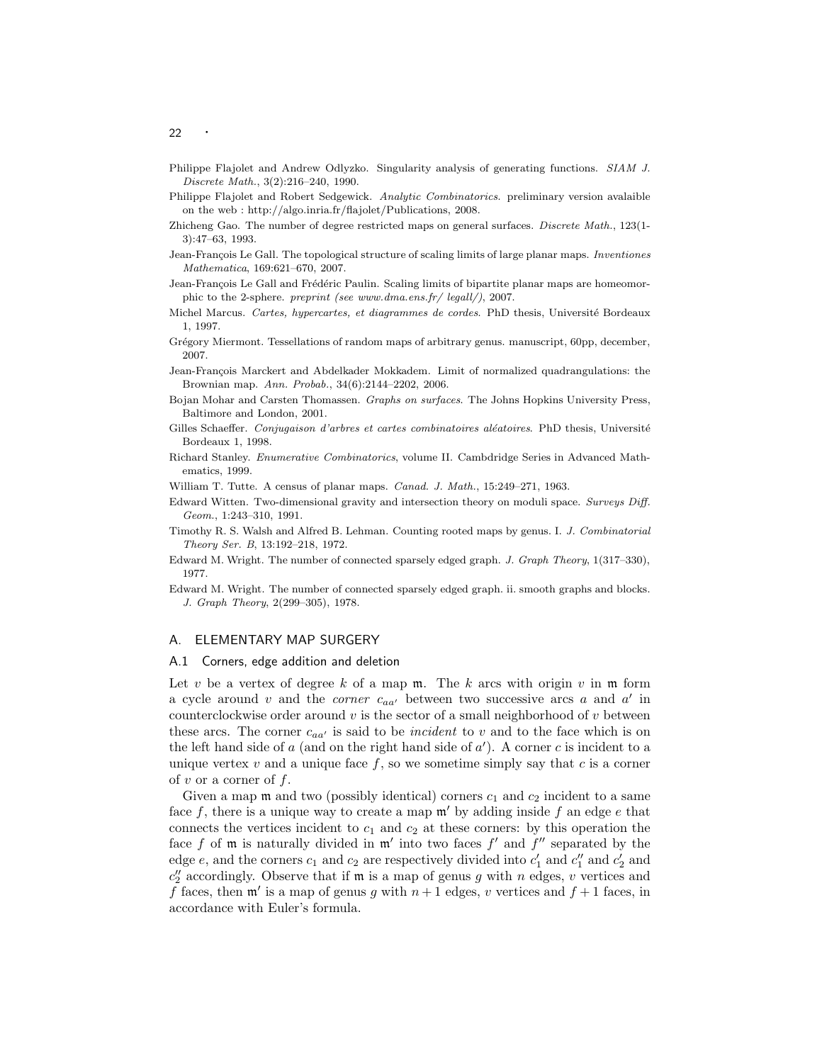Philippe Flajolet and Andrew Odlyzko. Singularity analysis of generating functions. *SIAM J. Discrete Math.*, 3(2):216–240, 1990.

Philippe Flajolet and Robert Sedgewick. *Analytic Combinatorics*. preliminary version avalaible on the web : http://algo.inria.fr/flajolet/Publications, 2008.

Zhicheng Gao. The number of degree restricted maps on general surfaces. *Discrete Math.*, 123(1-3):47–63, 1993.

Jean-François Le Gall. The topological structure of scaling limits of large planar maps. *Inventiones Mathematica*, 169:621–670, 2007.

Jean-François Le Gall and Frédéric Paulin. Scaling limits of bipartite planar maps are homeomorphic to the 2-sphere. *preprint (see www.dma.ens.fr/ legall/)*, 2007.

Michel Marcus. *Cartes, hypercartes, et diagrammes de cordes*. PhD thesis, Université Bordeaux 1, 1997.

Grégory Miermont. Tessellations of random maps of arbitrary genus. manuscript, 60pp, december, 2007.

Jean-François Marckert and Abdelkader Mokkadem. Limit of normalized quadrangulations: the Brownian map. *Ann. Probab.*, 34(6):2144–2202, 2006.

Bojan Mohar and Carsten Thomassen. *Graphs on surfaces*. The Johns Hopkins University Press, Baltimore and London, 2001.

Gilles Schaeffer. *Conjugaison d'arbres et cartes combinatoires aléatoires*. PhD thesis, Université Bordeaux 1, 1998.

Richard Stanley. *Enumerative Combinatorics*, volume II. Cambdridge Series in Advanced Mathematics, 1999.

William T. Tutte. A census of planar maps. *Canad. J. Math.*, 15:249–271, 1963.

Edward Witten. Two-dimensional gravity and intersection theory on moduli space. *Surveys Diff. Geom.*, 1:243–310, 1991.

Timothy R. S. Walsh and Alfred B. Lehman. Counting rooted maps by genus. I. *J. Combinatorial Theory Ser. B*, 13:192–218, 1972.

Edward M. Wright. The number of connected sparsely edged graph. *J. Graph Theory*, 1(317–330), 1977.

Edward M. Wright. The number of connected sparsely edged graph. ii. smooth graphs and blocks. *J. Graph Theory*, 2(299–305), 1978.

## A. ELEMENTARY MAP SURGERY

### A.1 Corners, edge addition and deletion

Let $v$ be a vertex of degree $k$ of a map $\mathfrak{m}$. The $k$ arcs with origin $v$ in $\mathfrak{m}$ form a cycle around $v$ and the *corner* $c_{aa'}$ between two successive arcs $a$ and $a'$ in counterclockwise order around $v$ is the sector of a small neighborhood of $v$ between these arcs. The corner $c_{aa'}$ is said to be *incident* to $v$ and to the face which is on the left hand side of $a$ (and on the right hand side of $a'$). A corner $c$ is incident to a unique vertex $v$ and a unique face $f$, so we sometime simply say that $c$ is a corner of $v$ or a corner of $f$.

Given a map $\mathfrak{m}$ and two (possibly identical) corners $c_1$ and $c_2$ incident to a same face $f$, there is a unique way to create a map $\mathfrak{m}'$ by adding inside $f$ an edge $e$ that connects the vertices incident to $c_1$ and $c_2$ at these corners: by this operation the face $f$ of $\mathfrak{m}$ is naturally divided in $\mathfrak{m}'$ into two faces $f'$ and $f''$ separated by the edge $e$, and the corners $c_1$ and $c_2$ are respectively divided into $c_1'$ and $c_1''$ and $c_2'$ and $c_2''$ accordingly. Observe that if $\mathfrak{m}$ is a map of genus $g$ with $n$ edges, $v$ vertices and $f$ faces, then $\mathfrak{m}'$ is a map of genus $g$ with $n+1$ edges, $v$ vertices and $f+1$ faces, in accordance with Euler's formula.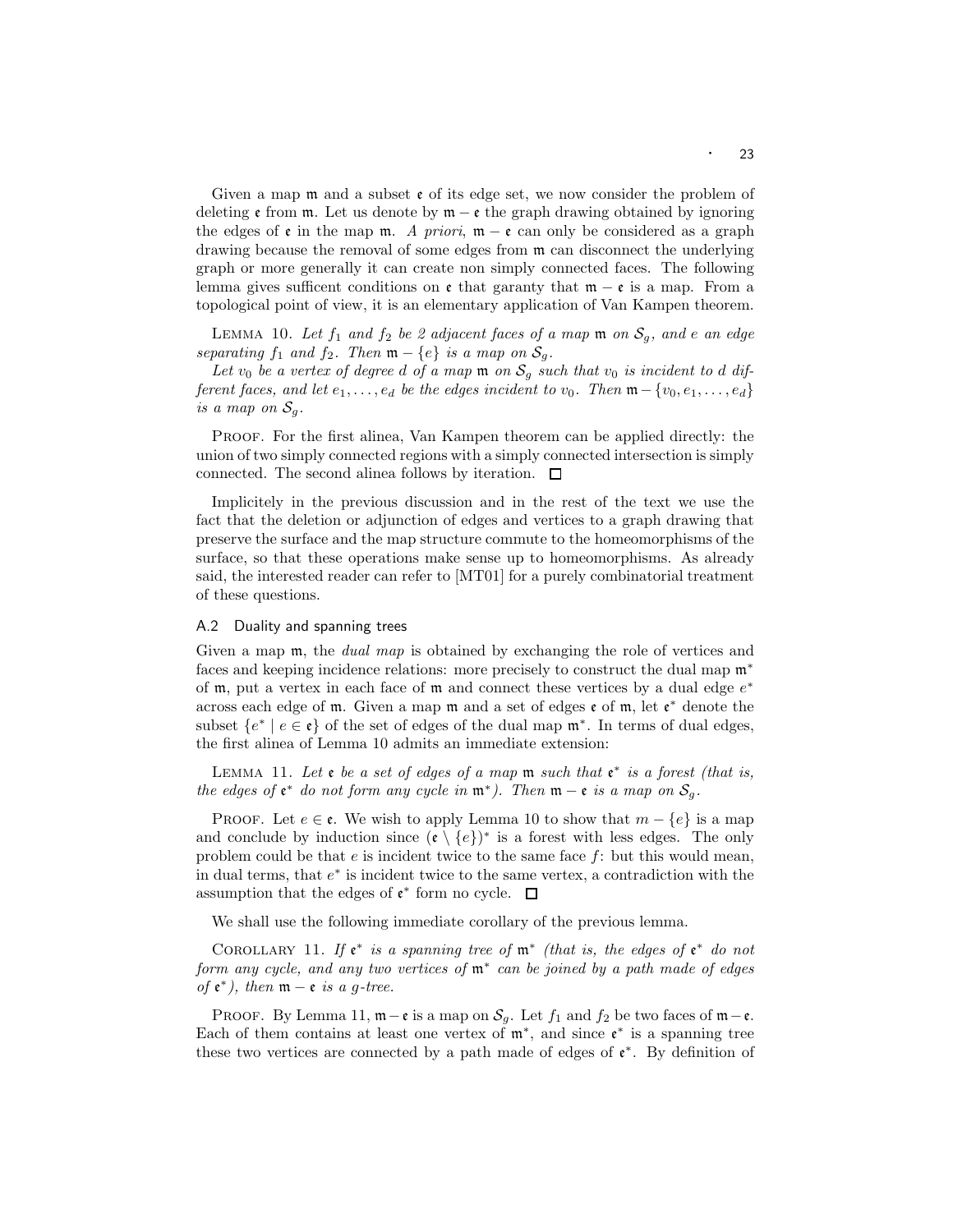Given a map $\mathfrak{m}$ and a subset $\mathfrak{e}$ of its edge set, we now consider the problem of deleting $\mathfrak{e}$ from $\mathfrak{m}$. Let us denote by $\mathfrak{m} - \mathfrak{e}$ the graph drawing obtained by ignoring the edges of $\mathfrak{e}$ in the map $\mathfrak{m}$. *A priori*, $\mathfrak{m} - \mathfrak{e}$ can only be considered as a graph drawing because the removal of some edges from $\mathfrak{m}$ can disconnect the underlying graph or more generally it can create non simply connected faces. The following lemma gives sufficent conditions on $\mathfrak{e}$ that garanty that $\mathfrak{m} - \mathfrak{e}$ is a map. From a topological point of view, it is an elementary application of Van Kampen theorem.

Lemma 10. *Let $f_1$ and $f_2$ be 2 adjacent faces of a map $\mathfrak{m}$ on $\mathcal{S}_g$, and $e$ an edge separating $f_1$ and $f_2$. Then $\mathfrak{m} - \{e\}$ is a map on $\mathcal{S}_g$.*

*Let $v_0$ be a vertex of degree $d$ of a map $\mathfrak{m}$ on $\mathcal{S}_g$ such that $v_0$ is incident to $d$ different faces, and let $e_1, \ldots, e_d$ be the edges incident to $v_0$. Then $\mathfrak{m} - \{v_0, e_1, \ldots, e_d\}$ is a map on $\mathcal{S}_g$.*

Proof. For the first alinea, Van Kampen theorem can be applied directly: the union of two simply connected regions with a simply connected intersection is simply connected. The second alinea follows by iteration. □

Implicitely in the previous discussion and in the rest of the text we use the fact that the deletion or adjunction of edges and vertices to a graph drawing that preserve the surface and the map structure commute to the homeomorphisms of the surface, so that these operations make sense up to homeomorphisms. As already said, the interested reader can refer to [MT01] for a purely combinatorial treatment of these questions.

## A.2 Duality and spanning trees

Given a map $\mathfrak{m}$, the *dual map* is obtained by exchanging the role of vertices and faces and keeping incidence relations: more precisely to construct the dual map $\mathfrak{m}^*$ of $\mathfrak{m}$, put a vertex in each face of $\mathfrak{m}$ and connect these vertices by a dual edge $e^*$ across each edge of $\mathfrak{m}$. Given a map $\mathfrak{m}$ and a set of edges $\mathfrak{e}$ of $\mathfrak{m}$, let $\mathfrak{e}^*$ denote the subset $\{e^* \mid e \in \mathfrak{e}\}$ of the set of edges of the dual map $\mathfrak{m}^*$. In terms of dual edges, the first alinea of Lemma 10 admits an immediate extension:

Lemma 11. *Let $\mathfrak{e}$ be a set of edges of a map $\mathfrak{m}$ such that $\mathfrak{e}^*$ is a forest (that is, the edges of $\mathfrak{e}^*$ do not form any cycle in $\mathfrak{m}^*$). Then $\mathfrak{m} - \mathfrak{e}$ is a map on $\mathcal{S}_g$.*

Proof. Let $e \in \mathfrak{e}$. We wish to apply Lemma 10 to show that $m - \{e\}$ is a map and conclude by induction since $(\mathfrak{e} \setminus \{e\})^*$ is a forest with less edges. The only problem could be that $e$ is incident twice to the same face $f$: but this would mean, in dual terms, that $e^*$ is incident twice to the same vertex, a contradiction with the assumption that the edges of $\mathfrak{e}^*$ form no cycle. □

We shall use the following immediate corollary of the previous lemma.

Corollary 11. *If $\mathfrak{e}^*$ is a spanning tree of $\mathfrak{m}^*$ (that is, the edges of $\mathfrak{e}^*$ do not form any cycle, and any two vertices of $\mathfrak{m}^*$ can be joined by a path made of edges of $\mathfrak{e}^*$), then $\mathfrak{m} - \mathfrak{e}$ is a $g$-tree.*

Proof. By Lemma 11, $\mathfrak{m} - \mathfrak{e}$ is a map on $\mathcal{S}_g$. Let $f_1$ and $f_2$ be two faces of $\mathfrak{m} - \mathfrak{e}$. Each of them contains at least one vertex of $\mathfrak{m}^*$, and since $\mathfrak{e}^*$ is a spanning tree these two vertices are connected by a path made of edges of $\mathfrak{e}^*$. By definition of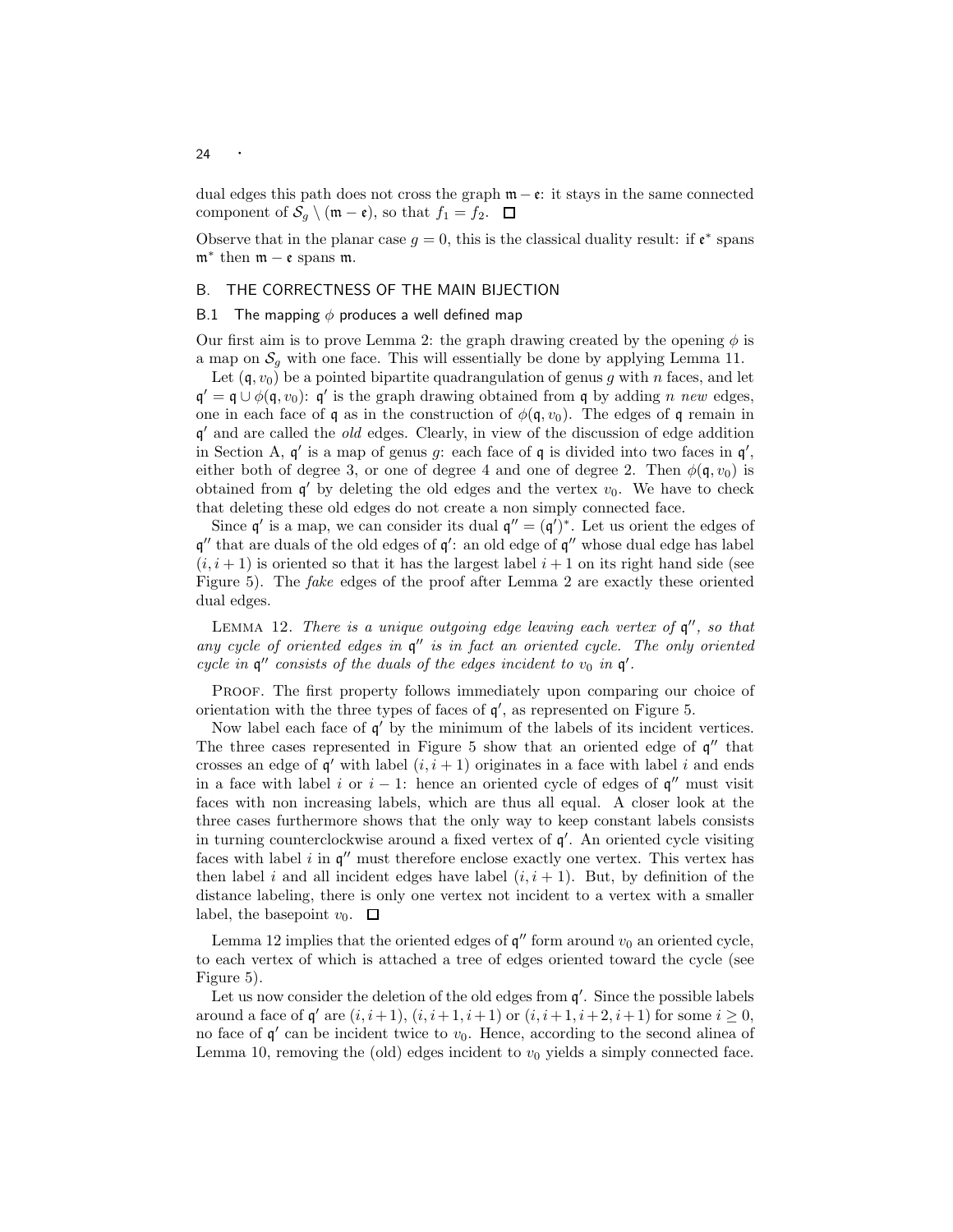dual edges this path does not cross the graph $\mathfrak{m} - \mathfrak{e}$: it stays in the same connected component of $\mathcal{S}_g \setminus (\mathfrak{m} - \mathfrak{e})$, so that $f_1 = f_2$. ☐

Observe that in the planar case $g = 0$, this is the classical duality result: if $\mathfrak{e}^*$ spans $\mathfrak{m}^*$ then $\mathfrak{m} - \mathfrak{e}$ spans $\mathfrak{m}$.

## B. THE CORRECTNESS OF THE MAIN BIJECTION

### B.1 The mapping $\phi$ produces a well defined map

Our first aim is to prove Lemma 2: the graph drawing created by the opening $\phi$ is a map on $\mathcal{S}_g$ with one face. This will essentially be done by applying Lemma 11.

Let $(\mathfrak{q}, v_0)$ be a pointed bipartite quadrangulation of genus $g$ with $n$ faces, and let $\mathfrak{q}' = \mathfrak{q} \cup \phi(\mathfrak{q}, v_0)$: $\mathfrak{q}'$ is the graph drawing obtained from $\mathfrak{q}$ by adding $n$ *new* edges, one in each face of $\mathfrak{q}$ as in the construction of $\phi(\mathfrak{q}, v_0)$. The edges of $\mathfrak{q}$ remain in $\mathfrak{q}'$ and are called the *old* edges. Clearly, in view of the discussion of edge addition in Section A, $\mathfrak{q}'$ is a map of genus $g$: each face of $\mathfrak{q}$ is divided into two faces in $\mathfrak{q}'$, either both of degree 3, or one of degree 4 and one of degree 2. Then $\phi(\mathfrak{q}, v_0)$ is obtained from $\mathfrak{q}'$ by deleting the old edges and the vertex $v_0$. We have to check that deleting these old edges do not create a non simply connected face.

Since $\mathfrak{q}'$ is a map, we can consider its dual $\mathfrak{q}'' = (\mathfrak{q}')^*$. Let us orient the edges of $\mathfrak{q}''$ that are duals of the old edges of $\mathfrak{q}'$: an old edge of $\mathfrak{q}''$ whose dual edge has label $(i, i+1)$ is oriented so that it has the largest label $i+1$ on its right hand side (see Figure 5). The *fake* edges of the proof after Lemma 2 are exactly these oriented dual edges.

Lemma 12. *There is a unique outgoing edge leaving each vertex of $\mathfrak{q}''$, so that any cycle of oriented edges in $\mathfrak{q}''$ is in fact an oriented cycle. The only oriented cycle in $\mathfrak{q}''$ consists of the duals of the edges incident to $v_0$ in $\mathfrak{q}'$.*

Proof. The first property follows immediately upon comparing our choice of orientation with the three types of faces of $\mathfrak{q}'$, as represented on Figure 5.

Now label each face of $\mathfrak{q}'$ by the minimum of the labels of its incident vertices. The three cases represented in Figure 5 show that an oriented edge of $\mathfrak{q}''$ that crosses an edge of $\mathfrak{q}'$ with label $(i, i+1)$ originates in a face with label $i$ and ends in a face with label $i$ or $i-1$: hence an oriented cycle of edges of $\mathfrak{q}''$ must visit faces with non increasing labels, which are thus all equal. A closer look at the three cases furthermore shows that the only way to keep constant labels consists in turning counterclockwise around a fixed vertex of $\mathfrak{q}'$. An oriented cycle visiting faces with label $i$ in $\mathfrak{q}''$ must therefore enclose exactly one vertex. This vertex has then label $i$ and all incident edges have label $(i, i+1)$. But, by definition of the distance labeling, there is only one vertex not incident to a vertex with a smaller label, the basepoint $v_0$. ☐

Lemma 12 implies that the oriented edges of $\mathfrak{q}''$ form around $v_0$ an oriented cycle, to each vertex of which is attached a tree of edges oriented toward the cycle (see Figure 5).

Let us now consider the deletion of the old edges from $\mathfrak{q}'$. Since the possible labels around a face of $\mathfrak{q}'$ are $(i, i+1)$, $(i, i+1, i+1)$ or $(i, i+1, i+2, i+1)$ for some $i \geq 0$, no face of $\mathfrak{q}'$ can be incident twice to $v_0$. Hence, according to the second alinea of Lemma 10, removing the (old) edges incident to $v_0$ yields a simply connected face.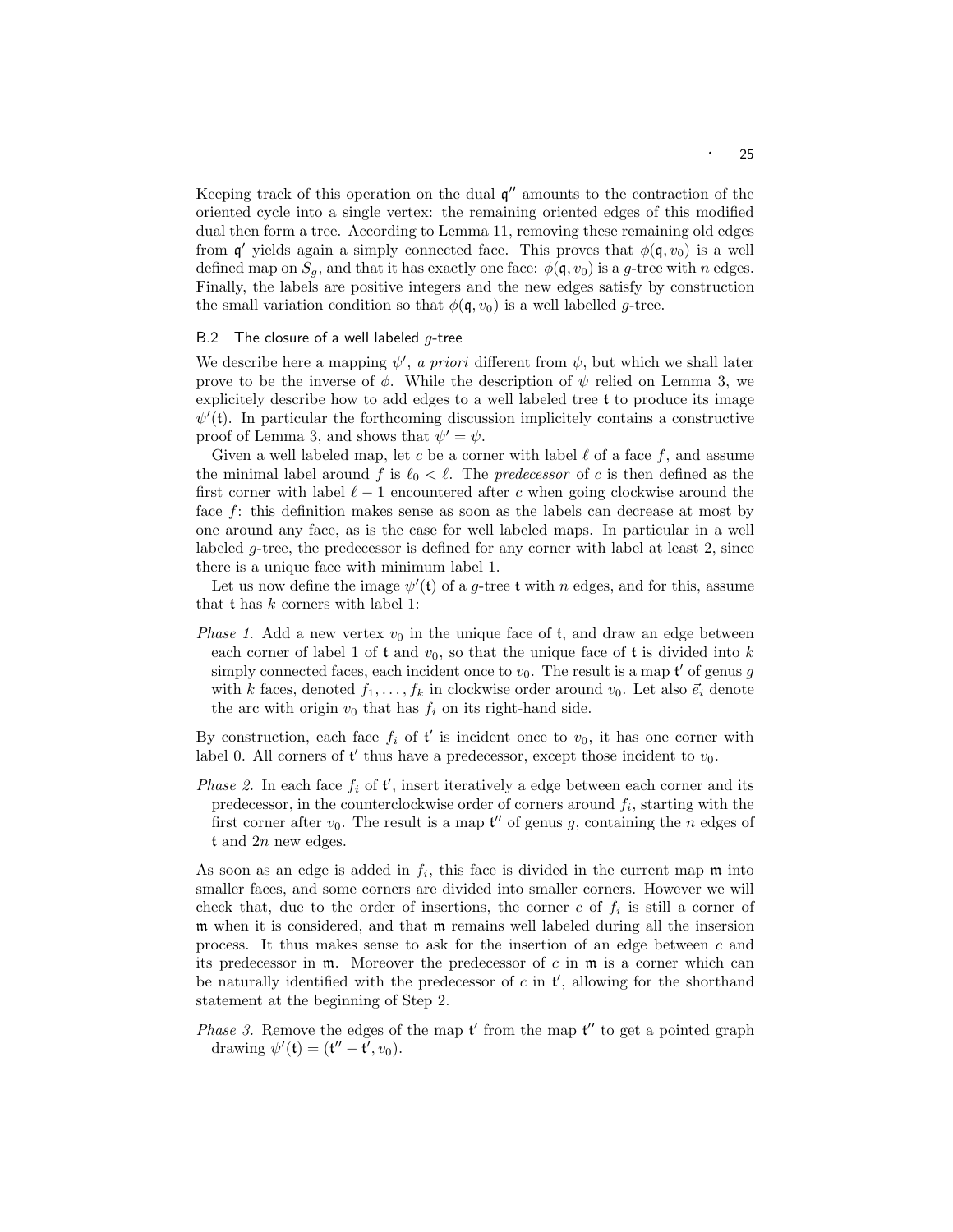Keeping track of this operation on the dual $\mathfrak{q}''$ amounts to the contraction of the oriented cycle into a single vertex: the remaining oriented edges of this modified dual then form a tree. According to Lemma 11, removing these remaining old edges from $\mathfrak{q}'$ yields again a simply connected face. This proves that $\phi(\mathfrak{q}, v_0)$ is a well defined map on $S_g$, and that it has exactly one face: $\phi(\mathfrak{q}, v_0)$ is a $g$-tree with $n$ edges. Finally, the labels are positive integers and the new edges satisfy by construction the small variation condition so that $\phi(\mathfrak{q}, v_0)$ is a well labelled $g$-tree.

### B.2 The closure of a well labeled $g$-tree

We describe here a mapping $\psi'$, *a priori* different from $\psi$, but which we shall later prove to be the inverse of $\phi$. While the description of $\psi$ relied on Lemma 3, we explicitely describe how to add edges to a well labeled tree $\mathfrak{t}$ to produce its image $\psi'(\mathfrak{t})$. In particular the forthcoming discussion implicitely contains a constructive proof of Lemma 3, and shows that $\psi' = \psi$.

Given a well labeled map, let $c$ be a corner with label $\ell$ of a face $f$, and assume the minimal label around $f$ is $\ell_0 < \ell$. The *predecessor* of $c$ is then defined as the first corner with label $\ell - 1$ encountered after $c$ when going clockwise around the face $f$: this definition makes sense as soon as the labels can decrease at most by one around any face, as is the case for well labeled maps. In particular in a well labeled $g$-tree, the predecessor is defined for any corner with label at least 2, since there is a unique face with minimum label 1.

Let us now define the image $\psi'(\mathfrak{t})$ of a $g$-tree $\mathfrak{t}$ with $n$ edges, and for this, assume that $\mathfrak{t}$ has $k$ corners with label 1:

*Phase 1.* Add a new vertex $v_0$ in the unique face of $\mathfrak{t}$, and draw an edge between each corner of label 1 of $\mathfrak{t}$ and $v_0$, so that the unique face of $\mathfrak{t}$ is divided into $k$ simply connected faces, each incident once to $v_0$. The result is a map $\mathfrak{t}'$ of genus $g$ with $k$ faces, denoted $f_1, \ldots, f_k$ in clockwise order around $v_0$. Let also $\vec{e}_i$ denote the arc with origin $v_0$ that has $f_i$ on its right-hand side.

By construction, each face $f_i$ of $\mathfrak{t}'$ is incident once to $v_0$, it has one corner with label 0. All corners of $\mathfrak{t}'$ thus have a predecessor, except those incident to $v_0$.

*Phase 2.* In each face $f_i$ of $\mathfrak{t}'$, insert iteratively a edge between each corner and its predecessor, in the counterclockwise order of corners around $f_i$, starting with the first corner after $v_0$. The result is a map $\mathfrak{t}''$ of genus $g$, containing the $n$ edges of $\mathfrak{t}$ and $2n$ new edges.

As soon as an edge is added in $f_i$, this face is divided in the current map $\mathfrak{m}$ into smaller faces, and some corners are divided into smaller corners. However we will check that, due to the order of insertions, the corner $c$ of $f_i$ is still a corner of $\mathfrak{m}$ when it is considered, and that $\mathfrak{m}$ remains well labeled during all the insertion process. It thus makes sense to ask for the insertion of an edge between $c$ and its predecessor in $\mathfrak{m}$. Moreover the predecessor of $c$ in $\mathfrak{m}$ is a corner which can be naturally identified with the predecessor of $c$ in $\mathfrak{t}'$, allowing for the shorthand statement at the beginning of Step 2.

*Phase 3.* Remove the edges of the map $\mathfrak{t}'$ from the map $\mathfrak{t}''$ to get a pointed graph drawing $\psi'(\mathfrak{t}) = (\mathfrak{t}'' - \mathfrak{t}', v_0)$.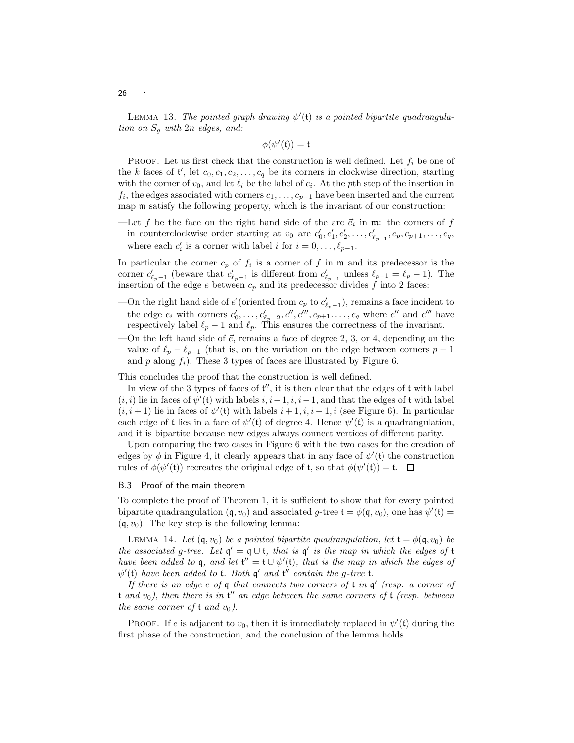LEMMA 13. *The pointed graph drawing $\psi'(\mathfrak{t})$ is a pointed bipartite quadrangulation on $S_g$ with $2n$ edges, and:*

$$\phi(\psi'(\mathfrak{t})) = \mathfrak{t}$$

PROOF. Let us first check that the construction is well defined. Let $f_i$ be one of the $k$ faces of $\mathfrak{t}'$, let $c_0, c_1, c_2, \ldots, c_q$ be its corners in clockwise direction, starting with the corner of $v_0$, and let $\ell_i$ be the label of $c_i$. At the $p$th step of the insertion in $f_i$, the edges associated with corners $c_1, \ldots, c_{p-1}$ have been inserted and the current map $\mathfrak{m}$ satisfy the following property, which is the invariant of our construction:

—Let $f$ be the face on the right hand side of the arc $\vec{e}_i$ in $\mathfrak{m}$: the corners of $f$ in counterclockwise order starting at $v_0$ are $c'_0, c'_1, c'_2, \ldots, c'_{\ell_{p-1}}, c_p, c_{p+1}, \ldots, c_q$, where each $c'_i$ is a corner with label $i$ for $i = 0, \ldots, \ell_{p-1}$.

In particular the corner $c_p$ of $f_i$ is a corner of $f$ in $\mathfrak{m}$ and its predecessor is the corner $c'_{\ell_p - 1}$ (beware that $c'_{\ell_p-1}$ is different from $c'_{\ell_{p-1}}$ unless $\ell_{p-1} = \ell_p - 1$). The insertion of the edge $e$ between $c_p$ and its predecessor divides $f$ into 2 faces:

—On the right hand side of $\vec{e}$ (oriented from $c_p$ to $c'_{\ell_p-1}$), remains a face incident to the edge $e_i$ with corners $c'_0, \ldots, c'_{\ell_p-2}, c'', c''', c_{p+1} \ldots, c_q$ where $c''$ and $c'''$ have respectively label $\ell_p - 1$ and $\ell_p$. This ensures the correctness of the invariant.

—On the left hand side of $\vec{e}$, remains a face of degree 2, 3, or 4, depending on the value of $\ell_p - \ell_{p-1}$ (that is, on the variation on the edge between corners $p-1$ and $p$ along $f_i$). These 3 types of faces are illustrated by Figure 6.

This concludes the proof that the construction is well defined.

In view of the 3 types of faces of $\mathfrak{t}''$, it is then clear that the edges of $\mathfrak{t}$ with label $(i, i)$ lie in faces of $\psi'(\mathfrak{t})$ with labels $i, i-1, i, i-1$, and that the edges of $\mathfrak{t}$ with label $(i, i+1)$ lie in faces of $\psi'(\mathfrak{t})$ with labels $i+1, i, i-1, i$ (see Figure 6). In particular each edge of $\mathfrak{t}$ lies in a face of $\psi'(\mathfrak{t})$ of degree 4. Hence $\psi'(\mathfrak{t})$ is a quadrangulation, and it is bipartite because new edges always connect vertices of different parity.

Upon comparing the two cases in Figure 6 with the two cases for the creation of edges by $\phi$ in Figure 4, it clearly appears that in any face of $\psi'(\mathfrak{t})$ the construction rules of $\phi(\psi'(\mathfrak{t}))$ recreates the original edge of $\mathfrak{t}$, so that $\phi(\psi'(\mathfrak{t})) = \mathfrak{t}$. $\square$

### B.3 Proof of the main theorem

To complete the proof of Theorem 1, it is sufficient to show that for every pointed bipartite quadrangulation $(\mathfrak{q}, v_0)$ and associated $g$-tree $\mathfrak{t} = \phi(\mathfrak{q}, v_0)$, one has $\psi'(\mathfrak{t}) = (\mathfrak{q}, v_0)$. The key step is the following lemma:

LEMMA 14. *Let $(\mathfrak{q}, v_0)$ be a pointed bipartite quadrangulation, let $\mathfrak{t} = \phi(\mathfrak{q}, v_0)$ be the associated $g$-tree. Let $\mathfrak{q}' = \mathfrak{q} \cup \mathfrak{t}$, that is $\mathfrak{q}'$ is the map in which the edges of $\mathfrak{t}$ have been added to $\mathfrak{q}$, and let $\mathfrak{t}'' = \mathfrak{t} \cup \psi'(\mathfrak{t})$, that is the map in which the edges of $\psi'(\mathfrak{t})$ have been added to $\mathfrak{t}$. Both $\mathfrak{q}'$ and $\mathfrak{t}''$ contain the $g$-tree $\mathfrak{t}$.*

*If there is an edge $e$ of $\mathfrak{q}$ that connects two corners of $\mathfrak{t}$ in $\mathfrak{q}'$ (resp. a corner of $\mathfrak{t}$ and $v_0$), then there is in $\mathfrak{t}''$ an edge between the same corners of $\mathfrak{t}$ (resp. between the same corner of $\mathfrak{t}$ and $v_0$).*

PROOF. If $e$ is adjacent to $v_0$, then it is immediately replaced in $\psi'(\mathfrak{t})$ during the first phase of the construction, and the conclusion of the lemma holds.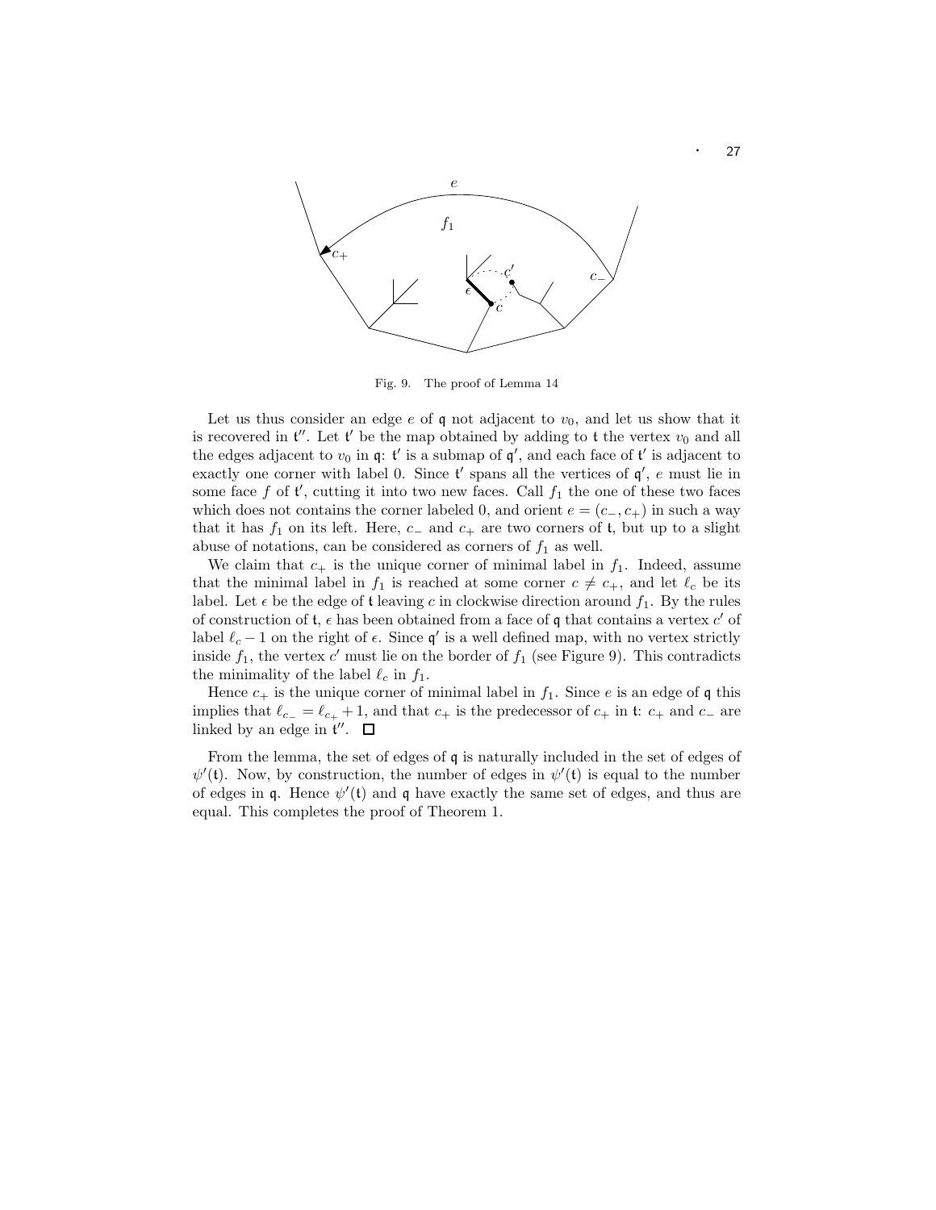$e$

$f_1$

$c_+$

$c'$

$c_-$

$\epsilon$

$c$

Fig. 9. The proof of Lemma 14

Let us thus consider an edge $e$ of $\mathfrak{q}$ not adjacent to $v_0$, and let us show that it is recovered in $\mathfrak{t}''$. Let $\mathfrak{t}'$ be the map obtained by adding to $\mathfrak{t}$ the vertex $v_0$ and all the edges adjacent to $v_0$ in $\mathfrak{q}$: $\mathfrak{t}'$ is a submap of $\mathfrak{q}'$, and each face of $\mathfrak{t}'$ is adjacent to exactly one corner with label 0. Since $\mathfrak{t}'$ spans all the vertices of $\mathfrak{q}'$, $e$ must lie in some face $f$ of $\mathfrak{t}'$, cutting it into two new faces. Call $f_1$ the one of these two faces which does not contains the corner labeled 0, and orient $e = (c_-, c_+)$ in such a way that it has $f_1$ on its left. Here, $c_-$ and $c_+$ are two corners of $\mathfrak{t}$, but up to a slight abuse of notations, can be considered as corners of $f_1$ as well.

We claim that $c_+$ is the unique corner of minimal label in $f_1$. Indeed, assume that the minimal label in $f_1$ is reached at some corner $c \neq c_+$, and let $\ell_c$ be its label. Let $\epsilon$ be the edge of $\mathfrak{t}$ leaving $c$ in clockwise direction around $f_1$. By the rules of construction of $\mathfrak{t}$, $\epsilon$ has been obtained from a face of $\mathfrak{q}$ that contains a vertex $c'$ of label $\ell_c - 1$ on the right of $\epsilon$. Since $\mathfrak{q}'$ is a well defined map, with no vertex strictly inside $f_1$, the vertex $c'$ must lie on the border of $f_1$ (see Figure 9). This contradicts the minimality of the label $\ell_c$ in $f_1$.

Hence $c_+$ is the unique corner of minimal label in $f_1$. Since $e$ is an edge of $\mathfrak{q}$ this implies that $\ell_{c_-} = \ell_{c_+} + 1$, and that $c_+$ is the predecessor of $c_+$ in $\mathfrak{t}$: $c_+$ and $c_-$ are linked by an edge in $\mathfrak{t}''$. $\square$

From the lemma, the set of edges of $\mathfrak{q}$ is naturally included in the set of edges of $\psi'(\mathfrak{t})$. Now, by construction, the number of edges in $\psi'(\mathfrak{t})$ is equal to the number of edges in $\mathfrak{q}$. Hence $\psi'(\mathfrak{t})$ and $\mathfrak{q}$ have exactly the same set of edges, and thus are equal. This completes the proof of Theorem 1.